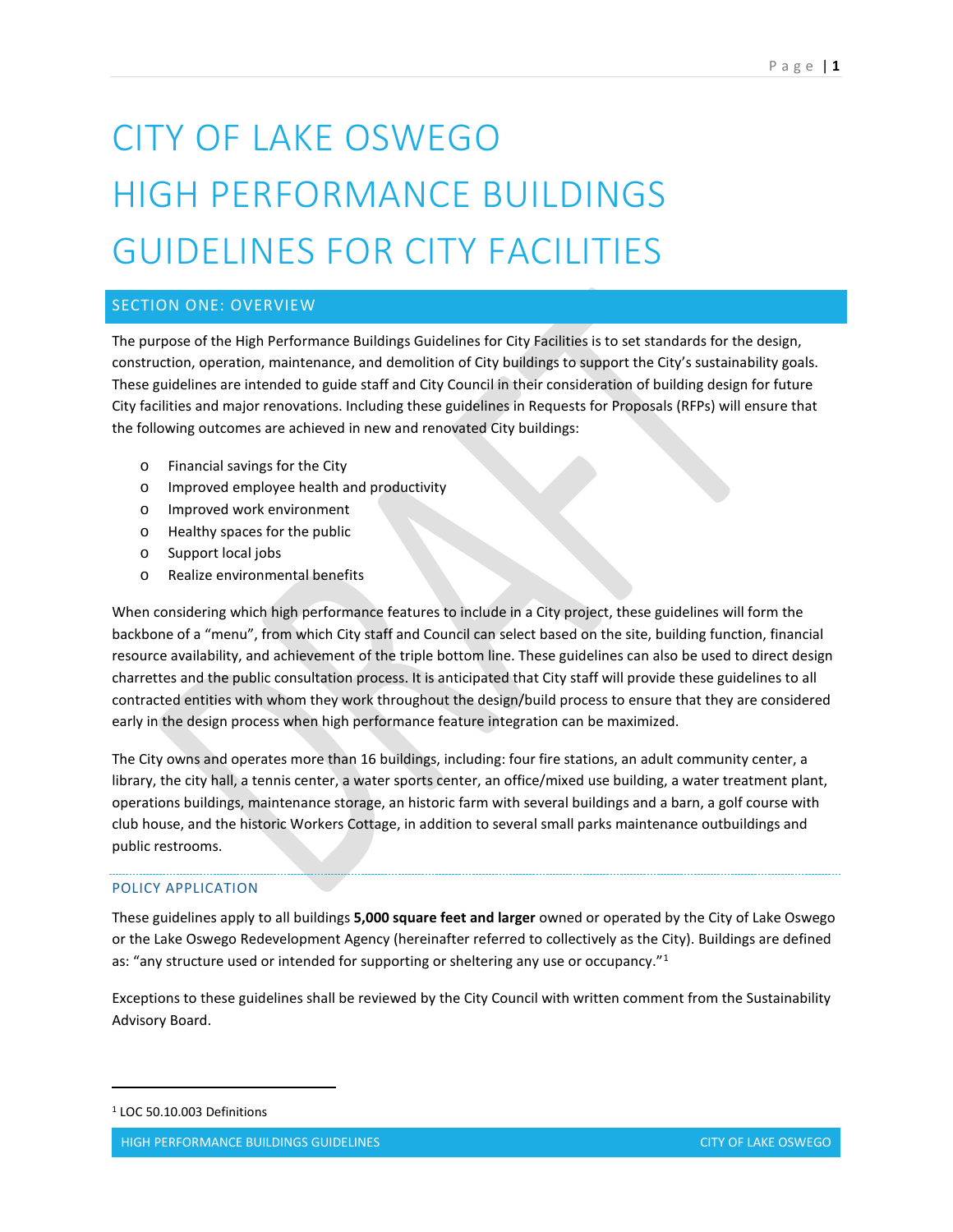# CITY OF LAKE OSWEGO HIGH PERFORMANCE BUILDINGS GUIDELINES FOR CITY FACILITIES

## SECTION ONE: OVERVIEW

The purpose of the High Performance Buildings Guidelines for City Facilities is to set standards for the design, construction, operation, maintenance, and demolition of City buildings to support the City's sustainability goals. These guidelines are intended to guide staff and City Council in their consideration of building design for future City facilities and major renovations. Including these guidelines in Requests for Proposals (RFPs) will ensure that the following outcomes are achieved in new and renovated City buildings:

- Financial savings for the City
- Improved employee health and productivity
- Improved work environment
- Healthy spaces for the public
- Support local jobs
- Realize environmental benefits

When considering which high performance features to include in a City project, these guidelines will form the backbone of a "menu", from which City staff and Council can select based on the site, building function, financial resource availability, and achievement of the triple bottom line. These guidelines can also be used to direct design charrettes and the public consultation process. It is anticipated that City staff will provide these guidelines to all contracted entities with whom they work throughout the design/build process to ensure that they are considered early in the design process when high performance feature integration can be maximized.

The City owns and operates more than 16 buildings, including: four fire stations, an adult community center, a library, the city hall, a tennis center, a water sports center, an office/mixed use building, a water treatment plant, operations buildings, maintenance storage, an historic farm with several buildings and a barn, a golf course with club house, and the historic Workers Cottage, in addition to several small parks maintenance outbuildings and public restrooms.

### POLICY APPLICATION

These guidelines apply to all buildings **5,000 square feet and larger** owned or operated by the City of Lake Oswego or the Lake Oswego Redevelopment Agency (hereinafter referred to collectively as the City). Buildings are defined as: "any structure used or intended for supporting or sheltering any use or occupancy."[1]

Exceptions to these guidelines shall be reviewed by the City Council with written comment from the Sustainability Advisory Board.

---

[1] LOC 50.10.003 Definitions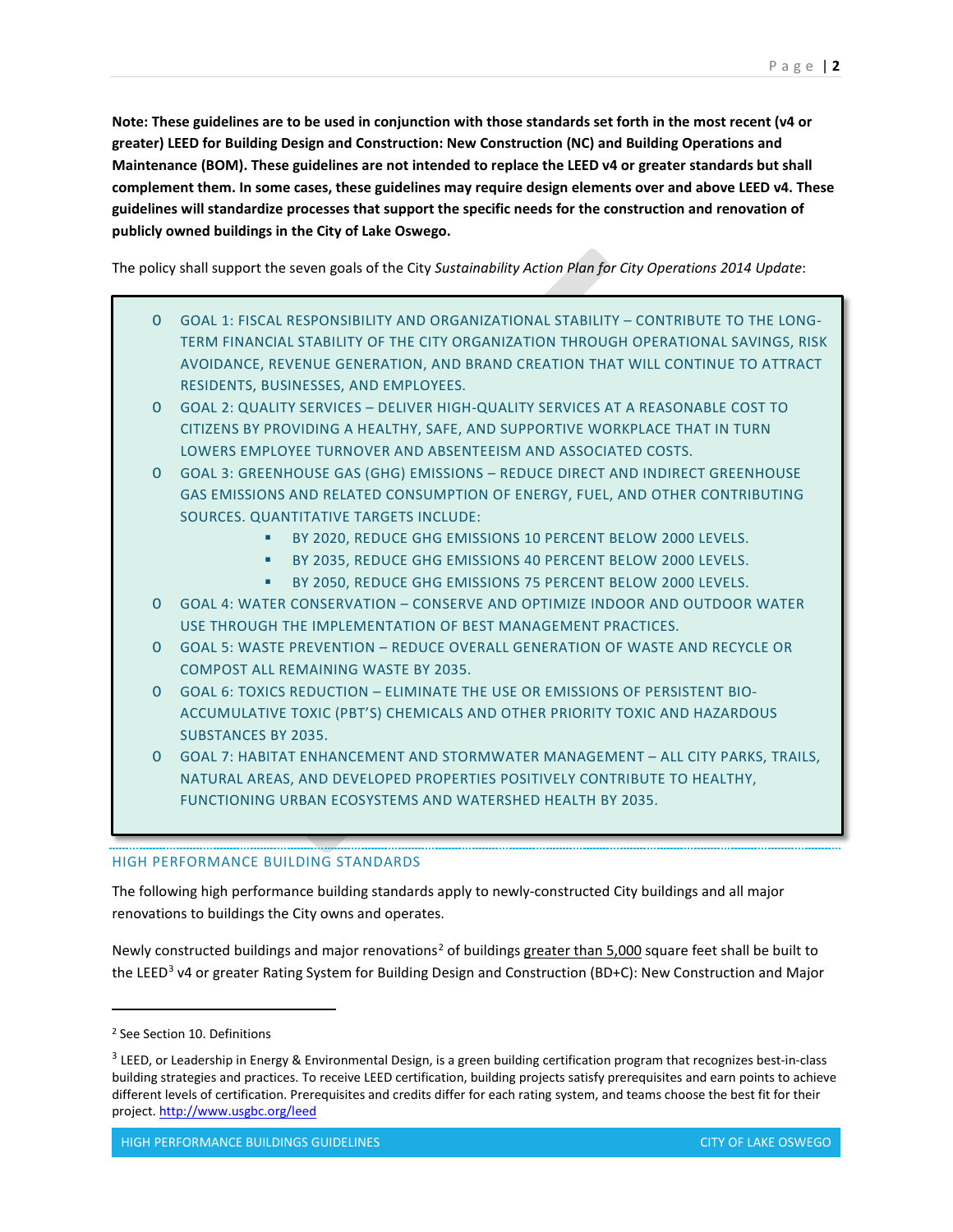**Note: These guidelines are to be used in conjunction with those standards set forth in the most recent (v4 or greater) LEED for Building Design and Construction: New Construction (NC) and Building Operations and Maintenance (BOM). These guidelines are not intended to replace the LEED v4 or greater standards but shall complement them. In some cases, these guidelines may require design elements over and above LEED v4. These guidelines will standardize processes that support the specific needs for the construction and renovation of publicly owned buildings in the City of Lake Oswego.**

The policy shall support the seven goals of the City *Sustainability Action Plan for City Operations 2014 Update*:

- GOAL 1: FISCAL RESPONSIBILITY AND ORGANIZATIONAL STABILITY – CONTRIBUTE TO THE LONG-TERM FINANCIAL STABILITY OF THE CITY ORGANIZATION THROUGH OPERATIONAL SAVINGS, RISK AVOIDANCE, REVENUE GENERATION, AND BRAND CREATION THAT WILL CONTINUE TO ATTRACT RESIDENTS, BUSINESSES, AND EMPLOYEES.
- GOAL 2: QUALITY SERVICES – DELIVER HIGH-QUALITY SERVICES AT A REASONABLE COST TO CITIZENS BY PROVIDING A HEALTHY, SAFE, AND SUPPORTIVE WORKPLACE THAT IN TURN LOWERS EMPLOYEE TURNOVER AND ABSENTEEISM AND ASSOCIATED COSTS.
- GOAL 3: GREENHOUSE GAS (GHG) EMISSIONS – REDUCE DIRECT AND INDIRECT GREENHOUSE GAS EMISSIONS AND RELATED CONSUMPTION OF ENERGY, FUEL, AND OTHER CONTRIBUTING SOURCES. QUANTITATIVE TARGETS INCLUDE:
  - BY 2020, REDUCE GHG EMISSIONS 10 PERCENT BELOW 2000 LEVELS.
  - BY 2035, REDUCE GHG EMISSIONS 40 PERCENT BELOW 2000 LEVELS.
  - BY 2050, REDUCE GHG EMISSIONS 75 PERCENT BELOW 2000 LEVELS.
- GOAL 4: WATER CONSERVATION – CONSERVE AND OPTIMIZE INDOOR AND OUTDOOR WATER USE THROUGH THE IMPLEMENTATION OF BEST MANAGEMENT PRACTICES.
- GOAL 5: WASTE PREVENTION – REDUCE OVERALL GENERATION OF WASTE AND RECYCLE OR COMPOST ALL REMAINING WASTE BY 2035.
- GOAL 6: TOXICS REDUCTION – ELIMINATE THE USE OR EMISSIONS OF PERSISTENT BIO-ACCUMULATIVE TOXIC (PBT'S) CHEMICALS AND OTHER PRIORITY TOXIC AND HAZARDOUS SUBSTANCES BY 2035.
- GOAL 7: HABITAT ENHANCEMENT AND STORMWATER MANAGEMENT – ALL CITY PARKS, TRAILS, NATURAL AREAS, AND DEVELOPED PROPERTIES POSITIVELY CONTRIBUTE TO HEALTHY, FUNCTIONING URBAN ECOSYSTEMS AND WATERSHED HEALTH BY 2035.

## HIGH PERFORMANCE BUILDING STANDARDS

The following high performance building standards apply to newly-constructed City buildings and all major renovations to buildings the City owns and operates.

Newly constructed buildings and major renovations[2] of buildings greater than 5,000 square feet shall be built to the LEED[3] v4 or greater Rating System for Building Design and Construction (BD+C): New Construction and Major

---

[2] See Section 10. Definitions

[3] LEED, or Leadership in Energy & Environmental Design, is a green building certification program that recognizes best-in-class building strategies and practices. To receive LEED certification, building projects satisfy prerequisites and earn points to achieve different levels of certification. Prerequisites and credits differ for each rating system, and teams choose the best fit for their project. http://www.usgbc.org/leed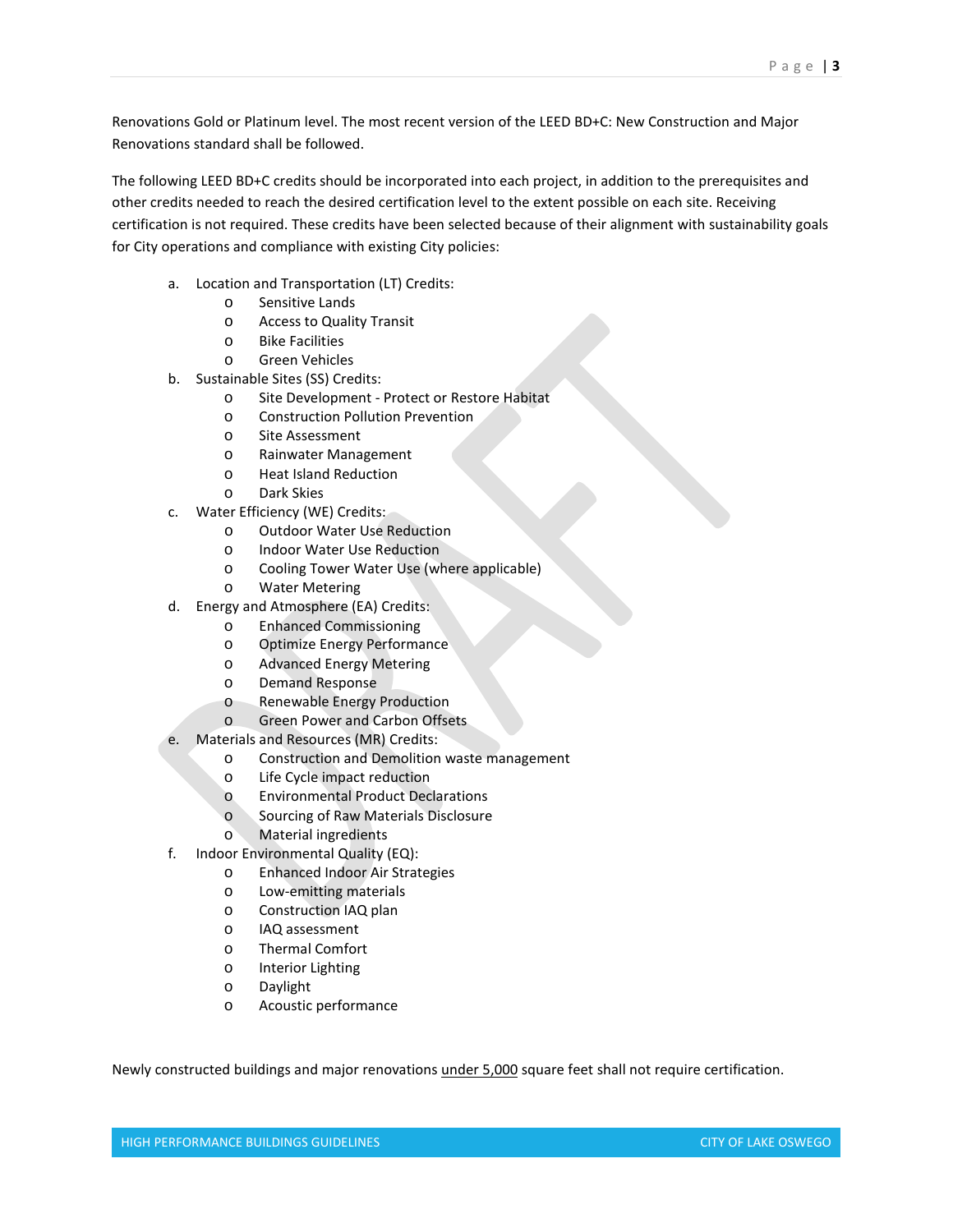Renovations Gold or Platinum level. The most recent version of the LEED BD+C: New Construction and Major Renovations standard shall be followed.

The following LEED BD+C credits should be incorporated into each project, in addition to the prerequisites and other credits needed to reach the desired certification level to the extent possible on each site. Receiving certification is not required. These credits have been selected because of their alignment with sustainability goals for City operations and compliance with existing City policies:

a. Location and Transportation (LT) Credits:
   - Sensitive Lands
   - Access to Quality Transit
   - Bike Facilities
   - Green Vehicles
b. Sustainable Sites (SS) Credits:
   - Site Development - Protect or Restore Habitat
   - Construction Pollution Prevention
   - Site Assessment
   - Rainwater Management
   - Heat Island Reduction
   - Dark Skies
c. Water Efficiency (WE) Credits:
   - Outdoor Water Use Reduction
   - Indoor Water Use Reduction
   - Cooling Tower Water Use (where applicable)
   - Water Metering
d. Energy and Atmosphere (EA) Credits:
   - Enhanced Commissioning
   - Optimize Energy Performance
   - Advanced Energy Metering
   - Demand Response
   - Renewable Energy Production
   - Green Power and Carbon Offsets
e. Materials and Resources (MR) Credits:
   - Construction and Demolition waste management
   - Life Cycle impact reduction
   - Environmental Product Declarations
   - Sourcing of Raw Materials Disclosure
   - Material ingredients
f. Indoor Environmental Quality (EQ):
   - Enhanced Indoor Air Strategies
   - Low-emitting materials
   - Construction IAQ plan
   - IAQ assessment
   - Thermal Comfort
   - Interior Lighting
   - Daylight
   - Acoustic performance

Newly constructed buildings and major renovations <u>under 5,000</u> square feet shall not require certification.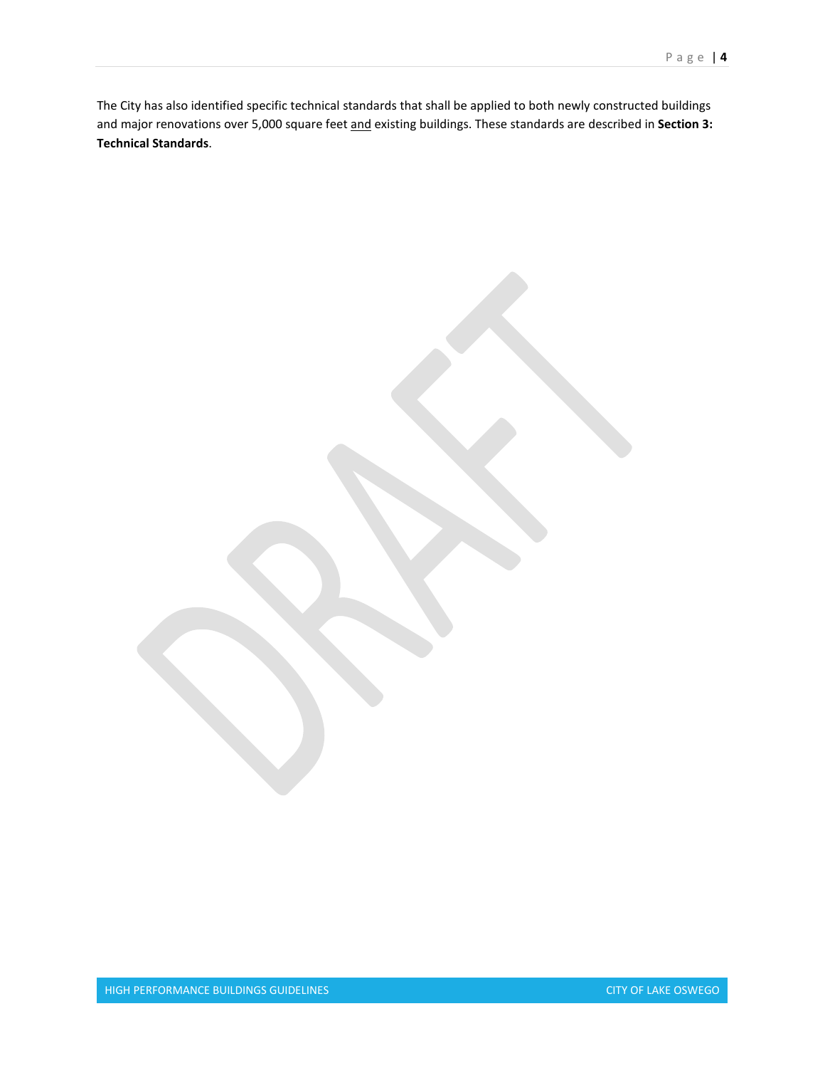The City has also identified specific technical standards that shall be applied to both newly constructed buildings and major renovations over 5,000 square feet <u>and</u> existing buildings. These standards are described in **Section 3: Technical Standards**.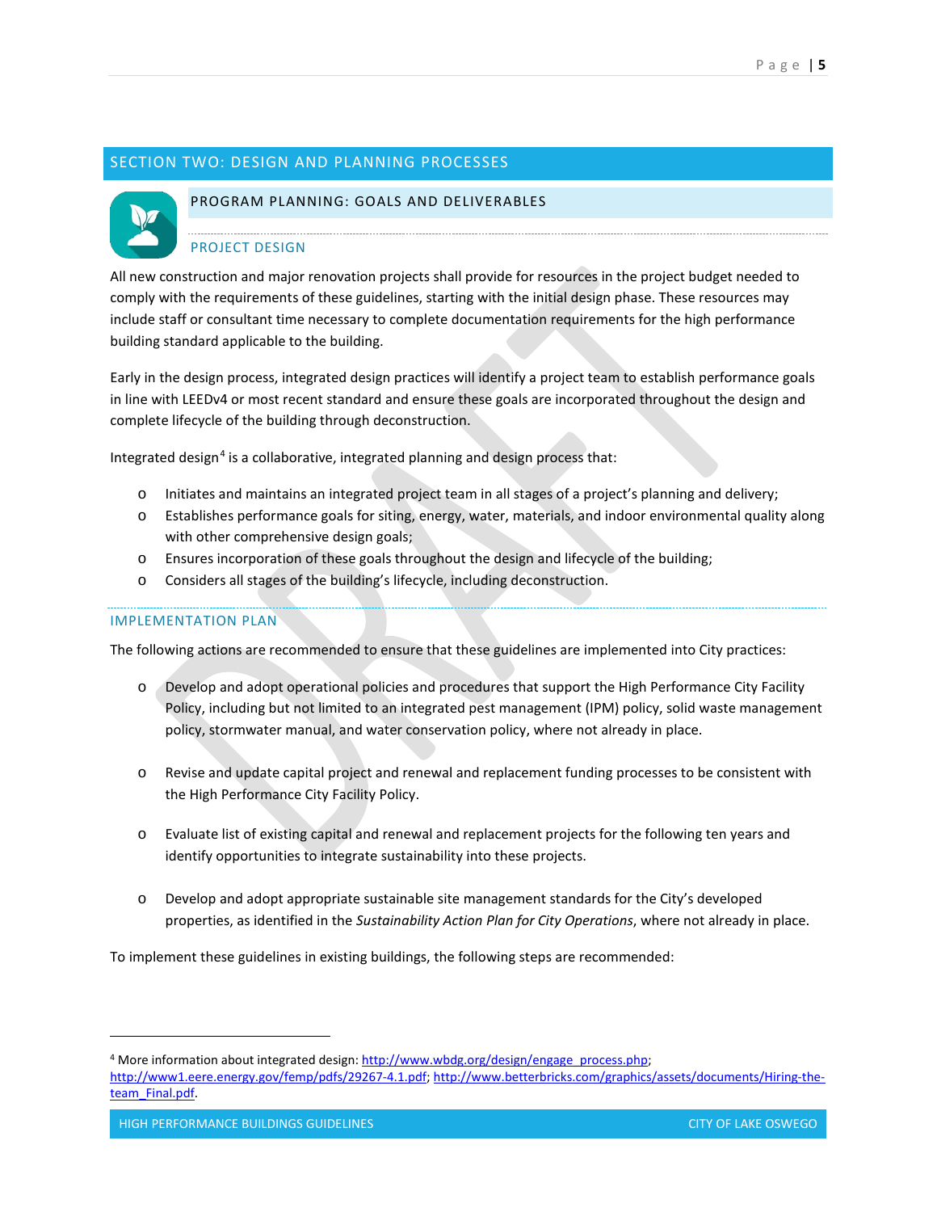# SECTION TWO: DESIGN AND PLANNING PROCESSES

## PROGRAM PLANNING: GOALS AND DELIVERABLES

### PROJECT DESIGN

All new construction and major renovation projects shall provide for resources in the project budget needed to comply with the requirements of these guidelines, starting with the initial design phase. These resources may include staff or consultant time necessary to complete documentation requirements for the high performance building standard applicable to the building.

Early in the design process, integrated design practices will identify a project team to establish performance goals in line with LEEDv4 or most recent standard and ensure these goals are incorporated throughout the design and complete lifecycle of the building through deconstruction.

Integrated design[4] is a collaborative, integrated planning and design process that:

- Initiates and maintains an integrated project team in all stages of a project's planning and delivery;
- Establishes performance goals for siting, energy, water, materials, and indoor environmental quality along with other comprehensive design goals;
- Ensures incorporation of these goals throughout the design and lifecycle of the building;
- Considers all stages of the building's lifecycle, including deconstruction.

### IMPLEMENTATION PLAN

The following actions are recommended to ensure that these guidelines are implemented into City practices:

- Develop and adopt operational policies and procedures that support the High Performance City Facility Policy, including but not limited to an integrated pest management (IPM) policy, solid waste management policy, stormwater manual, and water conservation policy, where not already in place.

- Revise and update capital project and renewal and replacement funding processes to be consistent with the High Performance City Facility Policy.

- Evaluate list of existing capital and renewal and replacement projects for the following ten years and identify opportunities to integrate sustainability into these projects.

- Develop and adopt appropriate sustainable site management standards for the City's developed properties, as identified in the *Sustainability Action Plan for City Operations*, where not already in place.

To implement these guidelines in existing buildings, the following steps are recommended:

---

[4] More information about integrated design: http://www.wbdg.org/design/engage_process.php; http://www1.eere.energy.gov/femp/pdfs/29267-4.1.pdf; http://www.betterbricks.com/graphics/assets/documents/Hiring-the-team_Final.pdf.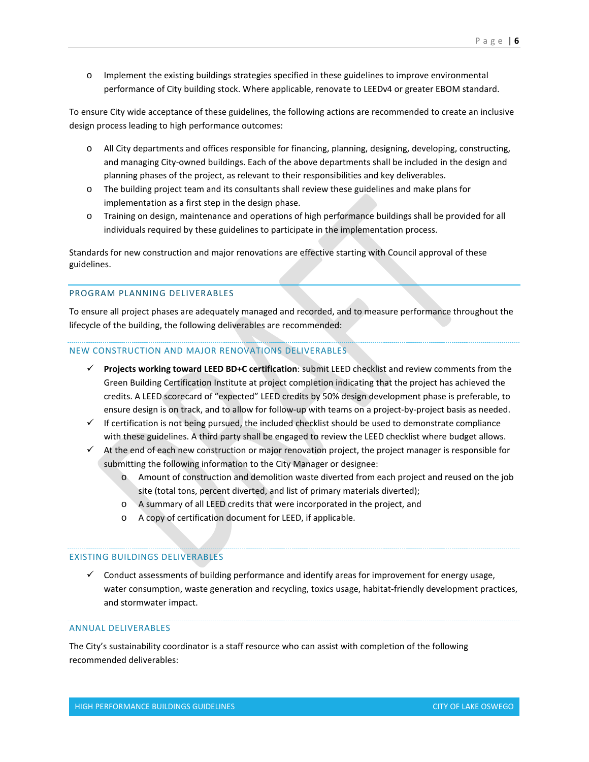- Implement the existing buildings strategies specified in these guidelines to improve environmental performance of City building stock. Where applicable, renovate to LEEDv4 or greater EBOM standard.

To ensure City wide acceptance of these guidelines, the following actions are recommended to create an inclusive design process leading to high performance outcomes:

- All City departments and offices responsible for financing, planning, designing, developing, constructing, and managing City-owned buildings. Each of the above departments shall be included in the design and planning phases of the project, as relevant to their responsibilities and key deliverables.
- The building project team and its consultants shall review these guidelines and make plans for implementation as a first step in the design phase.
- Training on design, maintenance and operations of high performance buildings shall be provided for all individuals required by these guidelines to participate in the implementation process.

Standards for new construction and major renovations are effective starting with Council approval of these guidelines.

## PROGRAM PLANNING DELIVERABLES

To ensure all project phases are adequately managed and recorded, and to measure performance throughout the lifecycle of the building, the following deliverables are recommended:

### NEW CONSTRUCTION AND MAJOR RENOVATIONS DELIVERABLES

- ✓ **Projects working toward LEED BD+C certification**: submit LEED checklist and review comments from the Green Building Certification Institute at project completion indicating that the project has achieved the credits. A LEED scorecard of "expected" LEED credits by 50% design development phase is preferable, to ensure design is on track, and to allow for follow-up with teams on a project-by-project basis as needed.
- ✓ If certification is not being pursued, the included checklist should be used to demonstrate compliance with these guidelines. A third party shall be engaged to review the LEED checklist where budget allows.
- ✓ At the end of each new construction or major renovation project, the project manager is responsible for submitting the following information to the City Manager or designee:
  - Amount of construction and demolition waste diverted from each project and reused on the job site (total tons, percent diverted, and list of primary materials diverted);
  - A summary of all LEED credits that were incorporated in the project, and
  - A copy of certification document for LEED, if applicable.

### EXISTING BUILDINGS DELIVERABLES

- ✓ Conduct assessments of building performance and identify areas for improvement for energy usage, water consumption, waste generation and recycling, toxics usage, habitat-friendly development practices, and stormwater impact.

### ANNUAL DELIVERABLES

The City's sustainability coordinator is a staff resource who can assist with completion of the following recommended deliverables: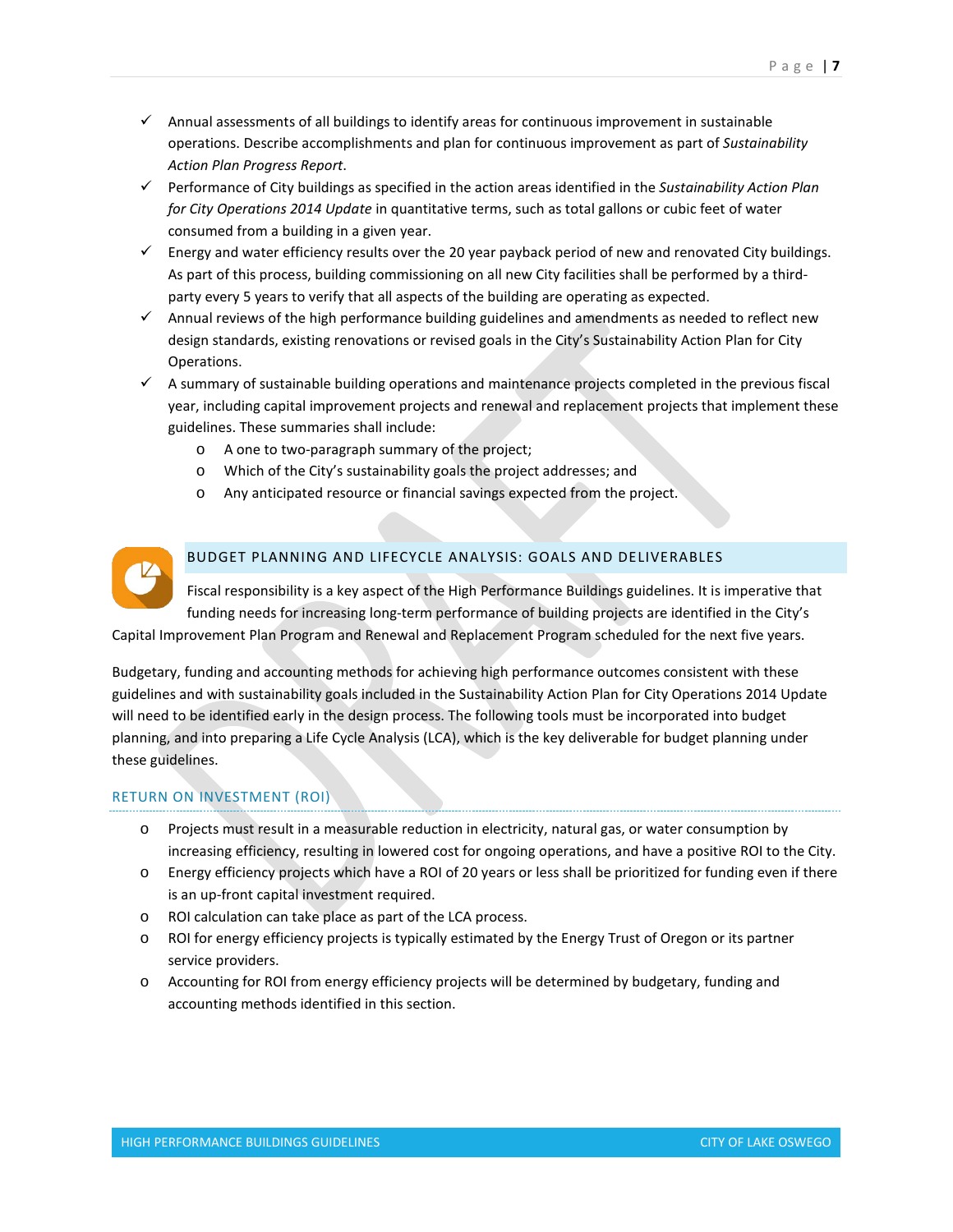- ✓ Annual assessments of all buildings to identify areas for continuous improvement in sustainable operations. Describe accomplishments and plan for continuous improvement as part of *Sustainability Action Plan Progress Report*.
- ✓ Performance of City buildings as specified in the action areas identified in the *Sustainability Action Plan for City Operations 2014 Update* in quantitative terms, such as total gallons or cubic feet of water consumed from a building in a given year.
- ✓ Energy and water efficiency results over the 20 year payback period of new and renovated City buildings. As part of this process, building commissioning on all new City facilities shall be performed by a third-party every 5 years to verify that all aspects of the building are operating as expected.
- ✓ Annual reviews of the high performance building guidelines and amendments as needed to reflect new design standards, existing renovations or revised goals in the City's Sustainability Action Plan for City Operations.
- ✓ A summary of sustainable building operations and maintenance projects completed in the previous fiscal year, including capital improvement projects and renewal and replacement projects that implement these guidelines. These summaries shall include:
  - A one to two-paragraph summary of the project;
  - Which of the City's sustainability goals the project addresses; and
  - Any anticipated resource or financial savings expected from the project.

## BUDGET PLANNING AND LIFECYCLE ANALYSIS: GOALS AND DELIVERABLES

Fiscal responsibility is a key aspect of the High Performance Buildings guidelines. It is imperative that funding needs for increasing long-term performance of building projects are identified in the City's Capital Improvement Plan Program and Renewal and Replacement Program scheduled for the next five years.

Budgetary, funding and accounting methods for achieving high performance outcomes consistent with these guidelines and with sustainability goals included in the Sustainability Action Plan for City Operations 2014 Update will need to be identified early in the design process. The following tools must be incorporated into budget planning, and into preparing a Life Cycle Analysis (LCA), which is the key deliverable for budget planning under these guidelines.

### RETURN ON INVESTMENT (ROI)

- Projects must result in a measurable reduction in electricity, natural gas, or water consumption by increasing efficiency, resulting in lowered cost for ongoing operations, and have a positive ROI to the City.
- Energy efficiency projects which have a ROI of 20 years or less shall be prioritized for funding even if there is an up-front capital investment required.
- ROI calculation can take place as part of the LCA process.
- ROI for energy efficiency projects is typically estimated by the Energy Trust of Oregon or its partner service providers.
- Accounting for ROI from energy efficiency projects will be determined by budgetary, funding and accounting methods identified in this section.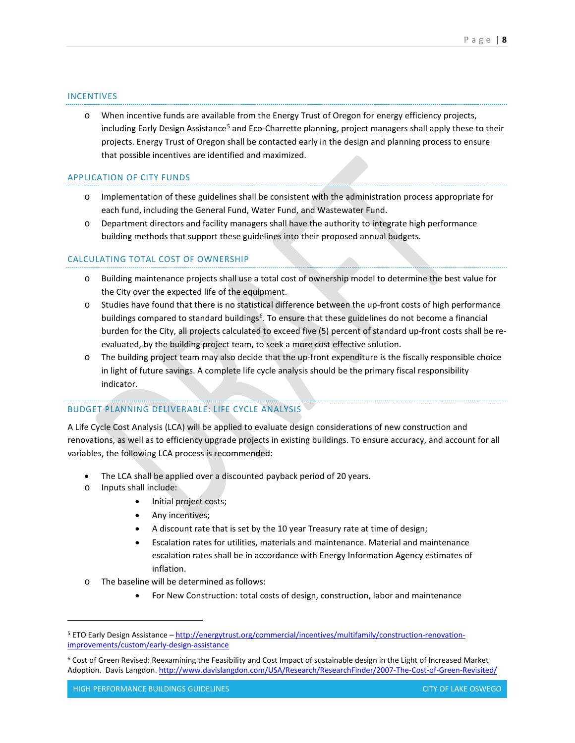## INCENTIVES

- When incentive funds are available from the Energy Trust of Oregon for energy efficiency projects, including Early Design Assistance[5] and Eco-Charrette planning, project managers shall apply these to their projects. Energy Trust of Oregon shall be contacted early in the design and planning process to ensure that possible incentives are identified and maximized.

## APPLICATION OF CITY FUNDS

- Implementation of these guidelines shall be consistent with the administration process appropriate for each fund, including the General Fund, Water Fund, and Wastewater Fund.
- Department directors and facility managers shall have the authority to integrate high performance building methods that support these guidelines into their proposed annual budgets.

## CALCULATING TOTAL COST OF OWNERSHIP

- Building maintenance projects shall use a total cost of ownership model to determine the best value for the City over the expected life of the equipment.
- Studies have found that there is no statistical difference between the up-front costs of high performance buildings compared to standard buildings[6]. To ensure that these guidelines do not become a financial burden for the City, all projects calculated to exceed five (5) percent of standard up-front costs shall be re-evaluated, by the building project team, to seek a more cost effective solution.
- The building project team may also decide that the up-front expenditure is the fiscally responsible choice in light of future savings. A complete life cycle analysis should be the primary fiscal responsibility indicator.

## BUDGET PLANNING DELIVERABLE: LIFE CYCLE ANALYSIS

A Life Cycle Cost Analysis (LCA) will be applied to evaluate design considerations of new construction and renovations, as well as to efficiency upgrade projects in existing buildings. To ensure accuracy, and account for all variables, the following LCA process is recommended:

- The LCA shall be applied over a discounted payback period of 20 years.
- Inputs shall include:
    - Initial project costs;
    - Any incentives;
    - A discount rate that is set by the 10 year Treasury rate at time of design;
    - Escalation rates for utilities, materials and maintenance. Material and maintenance escalation rates shall be in accordance with Energy Information Agency estimates of inflation.
- The baseline will be determined as follows:
    - For New Construction: total costs of design, construction, labor and maintenance

---

[5] ETO Early Design Assistance – http://energytrust.org/commercial/incentives/multifamily/construction-renovation-improvements/custom/early-design-assistance

[6] Cost of Green Revised: Reexamining the Feasibility and Cost Impact of sustainable design in the Light of Increased Market Adoption. Davis Langdon. http://www.davislangdon.com/USA/Research/ResearchFinder/2007-The-Cost-of-Green-Revisited/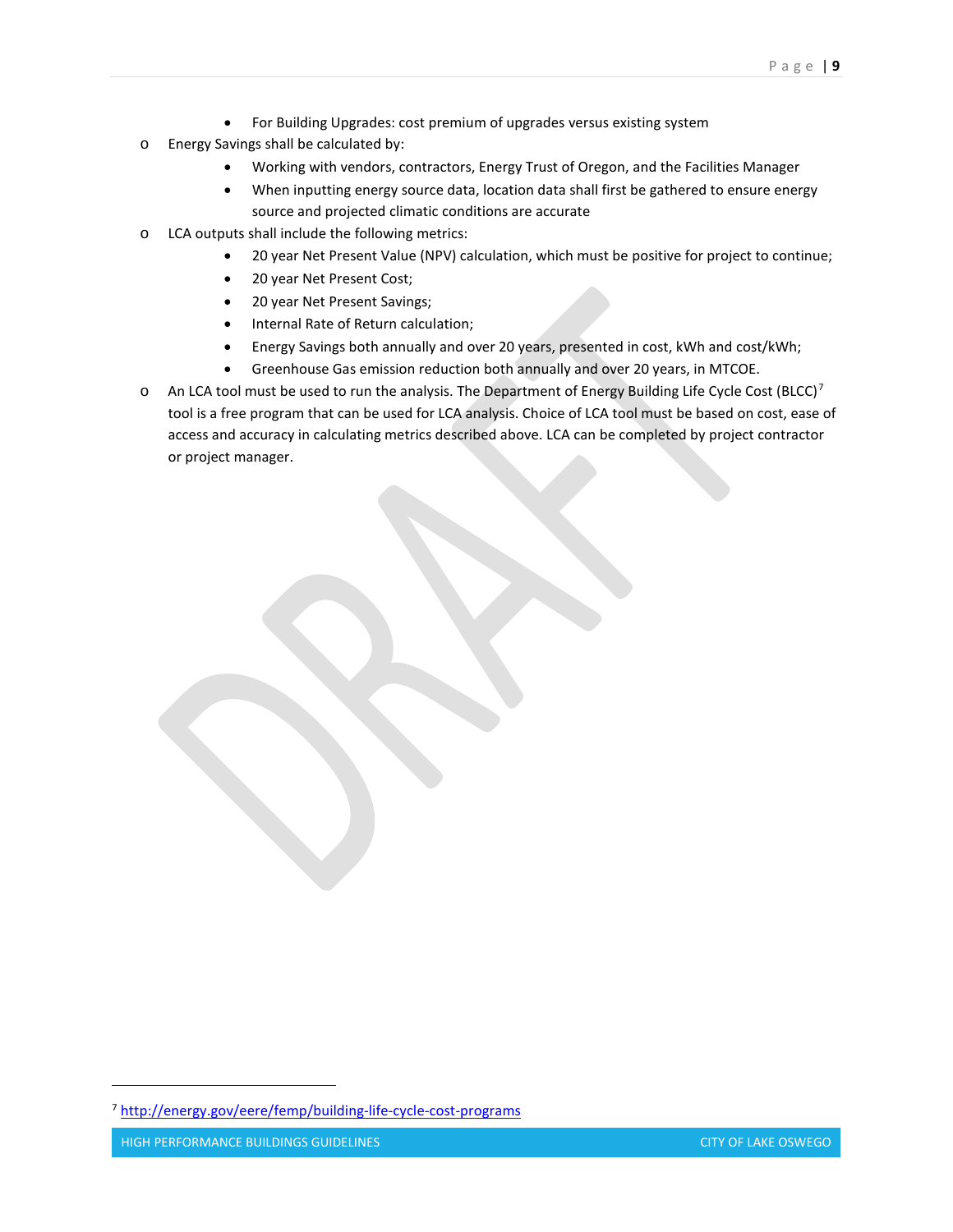- For Building Upgrades: cost premium of upgrades versus existing system
    - Energy Savings shall be calculated by:
        - Working with vendors, contractors, Energy Trust of Oregon, and the Facilities Manager
        - When inputting energy source data, location data shall first be gathered to ensure energy source and projected climatic conditions are accurate
    - LCA outputs shall include the following metrics:
        - 20 year Net Present Value (NPV) calculation, which must be positive for project to continue;
        - 20 year Net Present Cost;
        - 20 year Net Present Savings;
        - Internal Rate of Return calculation;
        - Energy Savings both annually and over 20 years, presented in cost, kWh and cost/kWh;
        - Greenhouse Gas emission reduction both annually and over 20 years, in MTCOE.
    - An LCA tool must be used to run the analysis. The Department of Energy Building Life Cycle Cost (BLCC)[7] tool is a free program that can be used for LCA analysis. Choice of LCA tool must be based on cost, ease of access and accuracy in calculating metrics described above. LCA can be completed by project contractor or project manager.

---

[7] http://energy.gov/eere/femp/building-life-cycle-cost-programs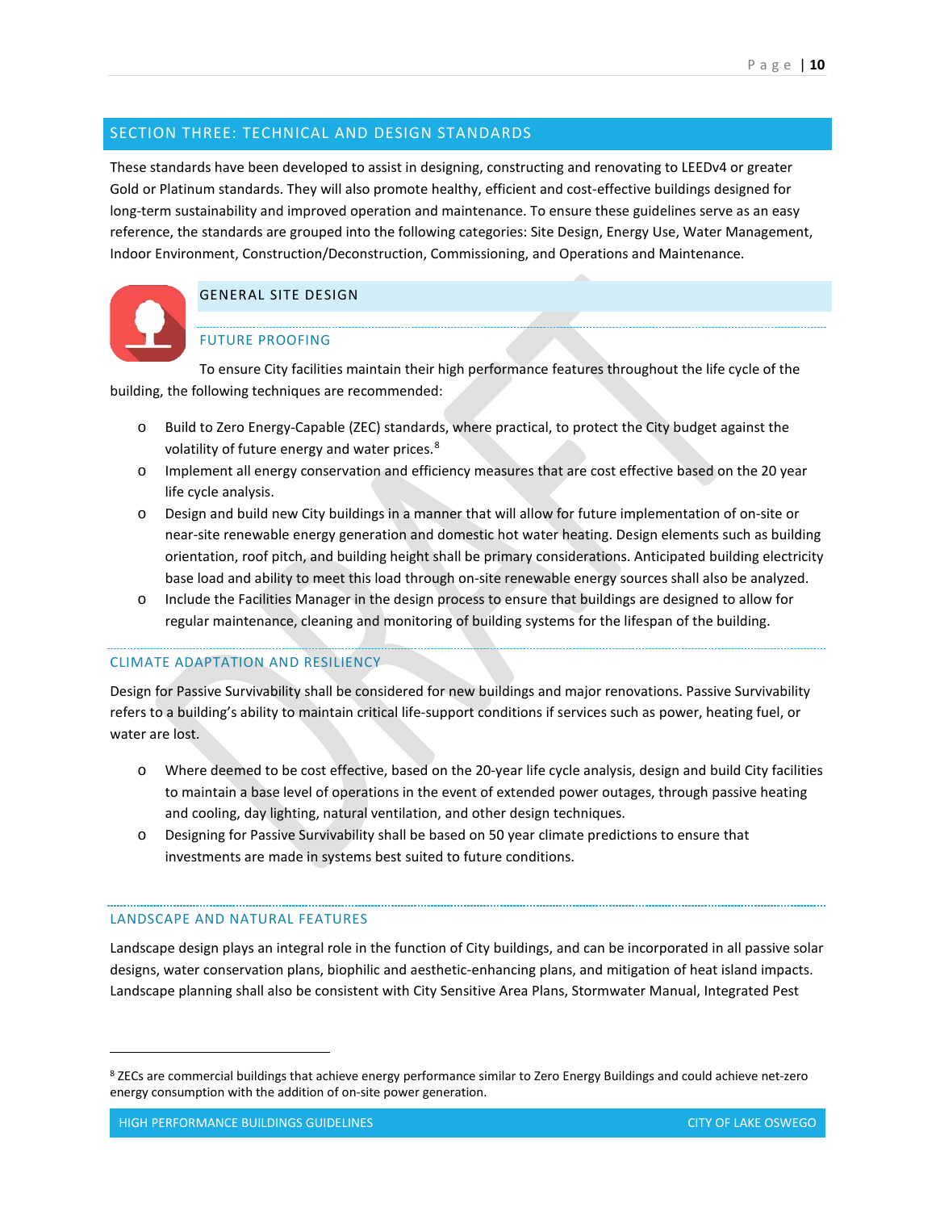## SECTION THREE: TECHNICAL AND DESIGN STANDARDS

These standards have been developed to assist in designing, constructing and renovating to LEEDv4 or greater Gold or Platinum standards. They will also promote healthy, efficient and cost-effective buildings designed for long-term sustainability and improved operation and maintenance. To ensure these guidelines serve as an easy reference, the standards are grouped into the following categories: Site Design, Energy Use, Water Management, Indoor Environment, Construction/Deconstruction, Commissioning, and Operations and Maintenance.

### GENERAL SITE DESIGN

#### FUTURE PROOFING

To ensure City facilities maintain their high performance features throughout the life cycle of the building, the following techniques are recommended:

- Build to Zero Energy-Capable (ZEC) standards, where practical, to protect the City budget against the volatility of future energy and water prices.[8]
- Implement all energy conservation and efficiency measures that are cost effective based on the 20 year life cycle analysis.
- Design and build new City buildings in a manner that will allow for future implementation of on-site or near-site renewable energy generation and domestic hot water heating. Design elements such as building orientation, roof pitch, and building height shall be primary considerations. Anticipated building electricity base load and ability to meet this load through on-site renewable energy sources shall also be analyzed.
- Include the Facilities Manager in the design process to ensure that buildings are designed to allow for regular maintenance, cleaning and monitoring of building systems for the lifespan of the building.

#### CLIMATE ADAPTATION AND RESILIENCY

Design for Passive Survivability shall be considered for new buildings and major renovations. Passive Survivability refers to a building's ability to maintain critical life-support conditions if services such as power, heating fuel, or water are lost.

- Where deemed to be cost effective, based on the 20-year life cycle analysis, design and build City facilities to maintain a base level of operations in the event of extended power outages, through passive heating and cooling, day lighting, natural ventilation, and other design techniques.
- Designing for Passive Survivability shall be based on 50 year climate predictions to ensure that investments are made in systems best suited to future conditions.

#### LANDSCAPE AND NATURAL FEATURES

Landscape design plays an integral role in the function of City buildings, and can be incorporated in all passive solar designs, water conservation plans, biophilic and aesthetic-enhancing plans, and mitigation of heat island impacts. Landscape planning shall also be consistent with City Sensitive Area Plans, Stormwater Manual, Integrated Pest

---

[8] ZECs are commercial buildings that achieve energy performance similar to Zero Energy Buildings and could achieve net-zero energy consumption with the addition of on-site power generation.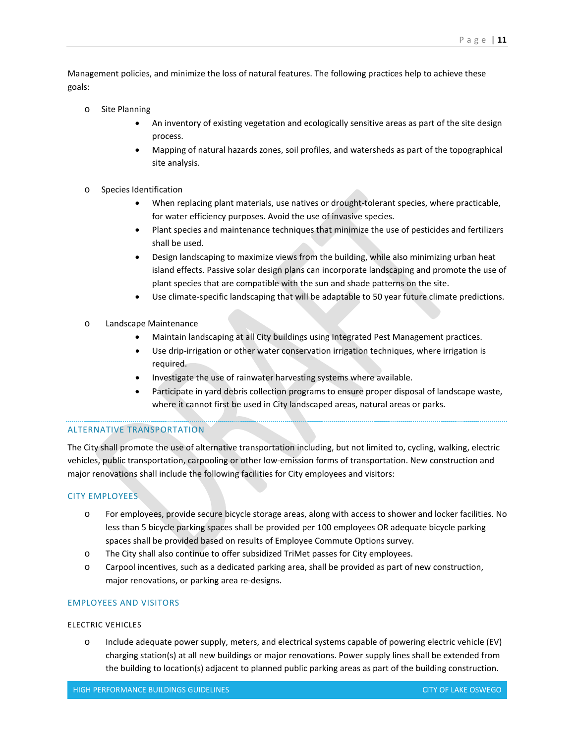Management policies, and minimize the loss of natural features. The following practices help to achieve these goals:

- Site Planning
  - An inventory of existing vegetation and ecologically sensitive areas as part of the site design process.
  - Mapping of natural hazards zones, soil profiles, and watersheds as part of the topographical site analysis.

- Species Identification
  - When replacing plant materials, use natives or drought-tolerant species, where practicable, for water efficiency purposes. Avoid the use of invasive species.
  - Plant species and maintenance techniques that minimize the use of pesticides and fertilizers shall be used.
  - Design landscaping to maximize views from the building, while also minimizing urban heat island effects. Passive solar design plans can incorporate landscaping and promote the use of plant species that are compatible with the sun and shade patterns on the site.
  - Use climate-specific landscaping that will be adaptable to 50 year future climate predictions.

- Landscape Maintenance
  - Maintain landscaping at all City buildings using Integrated Pest Management practices.
  - Use drip-irrigation or other water conservation irrigation techniques, where irrigation is required.
  - Investigate the use of rainwater harvesting systems where available.
  - Participate in yard debris collection programs to ensure proper disposal of landscape waste, where it cannot first be used in City landscaped areas, natural areas or parks.

---

## ALTERNATIVE TRANSPORTATION

The City shall promote the use of alternative transportation including, but not limited to, cycling, walking, electric vehicles, public transportation, carpooling or other low-emission forms of transportation. New construction and major renovations shall include the following facilities for City employees and visitors:

### CITY EMPLOYEES

- For employees, provide secure bicycle storage areas, along with access to shower and locker facilities. No less than 5 bicycle parking spaces shall be provided per 100 employees OR adequate bicycle parking spaces shall be provided based on results of Employee Commute Options survey.
- The City shall also continue to offer subsidized TriMet passes for City employees.
- Carpool incentives, such as a dedicated parking area, shall be provided as part of new construction, major renovations, or parking area re-designs.

### EMPLOYEES AND VISITORS

#### ELECTRIC VEHICLES

- Include adequate power supply, meters, and electrical systems capable of powering electric vehicle (EV) charging station(s) at all new buildings or major renovations. Power supply lines shall be extended from the building to location(s) adjacent to planned public parking areas as part of the building construction.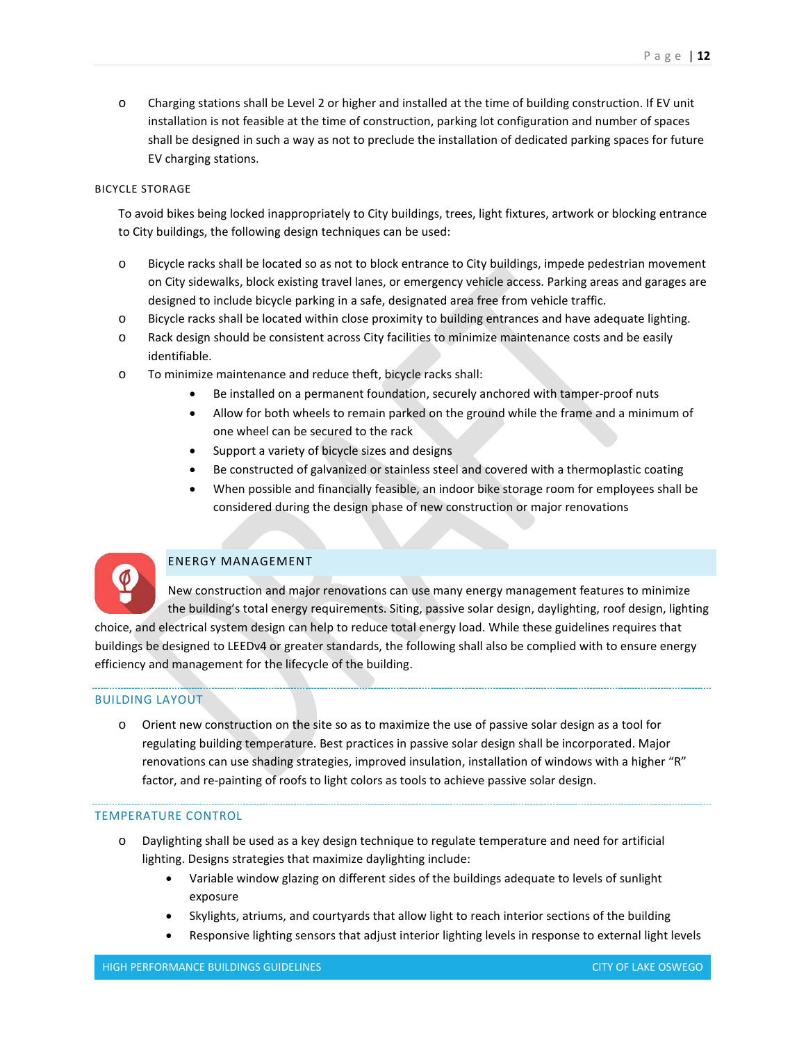- Charging stations shall be Level 2 or higher and installed at the time of building construction. If EV unit installation is not feasible at the time of construction, parking lot configuration and number of spaces shall be designed in such a way as not to preclude the installation of dedicated parking spaces for future EV charging stations.

#### BICYCLE STORAGE

To avoid bikes being locked inappropriately to City buildings, trees, light fixtures, artwork or blocking entrance to City buildings, the following design techniques can be used:

- Bicycle racks shall be located so as not to block entrance to City buildings, impede pedestrian movement on City sidewalks, block existing travel lanes, or emergency vehicle access. Parking areas and garages are designed to include bicycle parking in a safe, designated area free from vehicle traffic.
- Bicycle racks shall be located within close proximity to building entrances and have adequate lighting.
- Rack design should be consistent across City facilities to minimize maintenance costs and be easily identifiable.
- To minimize maintenance and reduce theft, bicycle racks shall:
    - Be installed on a permanent foundation, securely anchored with tamper-proof nuts
    - Allow for both wheels to remain parked on the ground while the frame and a minimum of one wheel can be secured to the rack
    - Support a variety of bicycle sizes and designs
    - Be constructed of galvanized or stainless steel and covered with a thermoplastic coating
    - When possible and financially feasible, an indoor bike storage room for employees shall be considered during the design phase of new construction or major renovations

## ENERGY MANAGEMENT

New construction and major renovations can use many energy management features to minimize the building's total energy requirements. Siting, passive solar design, daylighting, roof design, lighting choice, and electrical system design can help to reduce total energy load. While these guidelines requires that buildings be designed to LEEDv4 or greater standards, the following shall also be complied with to ensure energy efficiency and management for the lifecycle of the building.

### BUILDING LAYOUT

- Orient new construction on the site so as to maximize the use of passive solar design as a tool for regulating building temperature. Best practices in passive solar design shall be incorporated. Major renovations can use shading strategies, improved insulation, installation of windows with a higher "R" factor, and re-painting of roofs to light colors as tools to achieve passive solar design.

### TEMPERATURE CONTROL

- Daylighting shall be used as a key design technique to regulate temperature and need for artificial lighting. Designs strategies that maximize daylighting include:
    - Variable window glazing on different sides of the buildings adequate to levels of sunlight exposure
    - Skylights, atriums, and courtyards that allow light to reach interior sections of the building
    - Responsive lighting sensors that adjust interior lighting levels in response to external light levels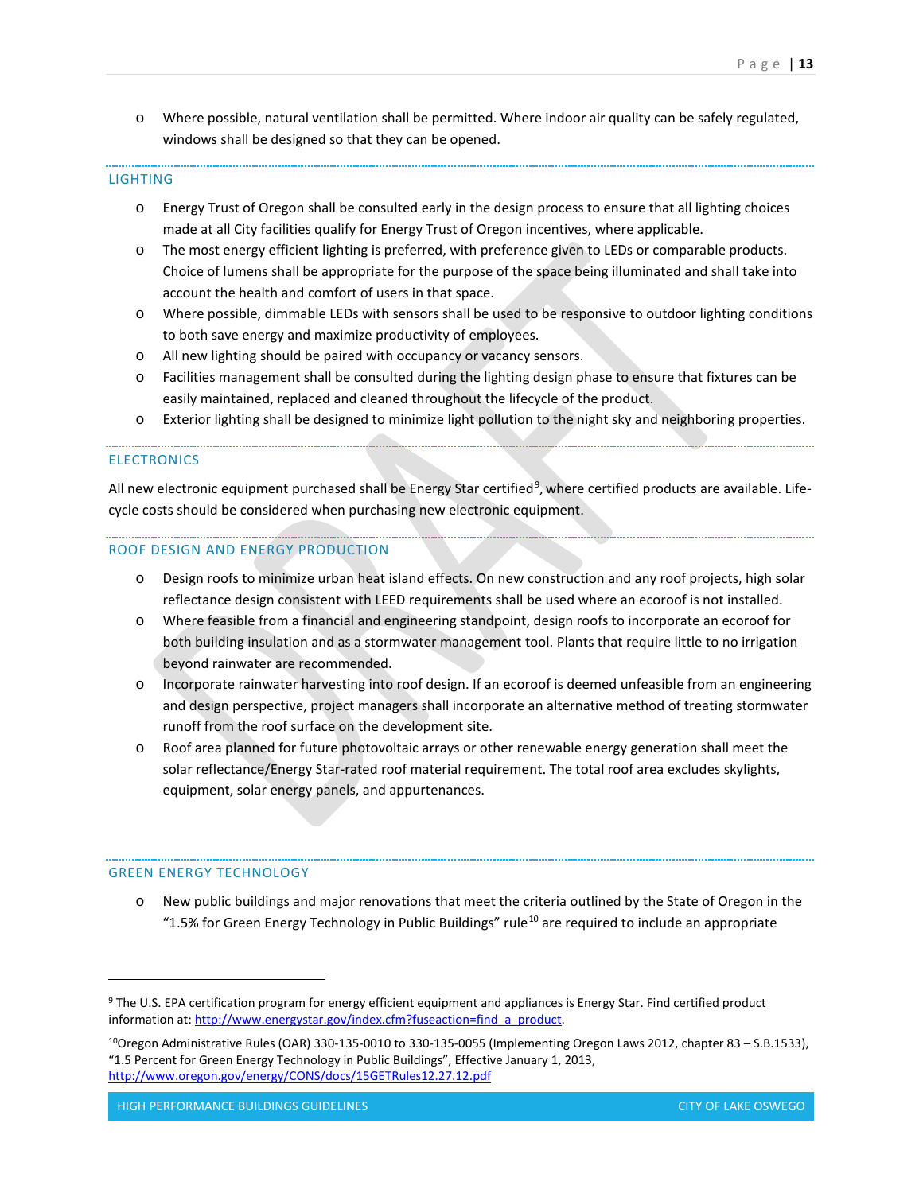- Where possible, natural ventilation shall be permitted. Where indoor air quality can be safely regulated, windows shall be designed so that they can be opened.

## LIGHTING

- Energy Trust of Oregon shall be consulted early in the design process to ensure that all lighting choices made at all City facilities qualify for Energy Trust of Oregon incentives, where applicable.
- The most energy efficient lighting is preferred, with preference given to LEDs or comparable products. Choice of lumens shall be appropriate for the purpose of the space being illuminated and shall take into account the health and comfort of users in that space.
- Where possible, dimmable LEDs with sensors shall be used to be responsive to outdoor lighting conditions to both save energy and maximize productivity of employees.
- All new lighting should be paired with occupancy or vacancy sensors.
- Facilities management shall be consulted during the lighting design phase to ensure that fixtures can be easily maintained, replaced and cleaned throughout the lifecycle of the product.
- Exterior lighting shall be designed to minimize light pollution to the night sky and neighboring properties.

## ELECTRONICS

All new electronic equipment purchased shall be Energy Star certified[9], where certified products are available. Life-cycle costs should be considered when purchasing new electronic equipment.

## ROOF DESIGN AND ENERGY PRODUCTION

- Design roofs to minimize urban heat island effects. On new construction and any roof projects, high solar reflectance design consistent with LEED requirements shall be used where an ecoroof is not installed.
- Where feasible from a financial and engineering standpoint, design roofs to incorporate an ecoroof for both building insulation and as a stormwater management tool. Plants that require little to no irrigation beyond rainwater are recommended.
- Incorporate rainwater harvesting into roof design. If an ecoroof is deemed unfeasible from an engineering and design perspective, project managers shall incorporate an alternative method of treating stormwater runoff from the roof surface on the development site.
- Roof area planned for future photovoltaic arrays or other renewable energy generation shall meet the solar reflectance/Energy Star-rated roof material requirement. The total roof area excludes skylights, equipment, solar energy panels, and appurtenances.

## GREEN ENERGY TECHNOLOGY

- New public buildings and major renovations that meet the criteria outlined by the State of Oregon in the "1.5% for Green Energy Technology in Public Buildings" rule[10] are required to include an appropriate

---

[9] The U.S. EPA certification program for energy efficient equipment and appliances is Energy Star. Find certified product information at: http://www.energystar.gov/index.cfm?fuseaction=find_a_product.

[10] Oregon Administrative Rules (OAR) 330-135-0010 to 330-135-0055 (Implementing Oregon Laws 2012, chapter 83 – S.B.1533), "1.5 Percent for Green Energy Technology in Public Buildings", Effective January 1, 2013, http://www.oregon.gov/energy/CONS/docs/15GETRules12.27.12.pdf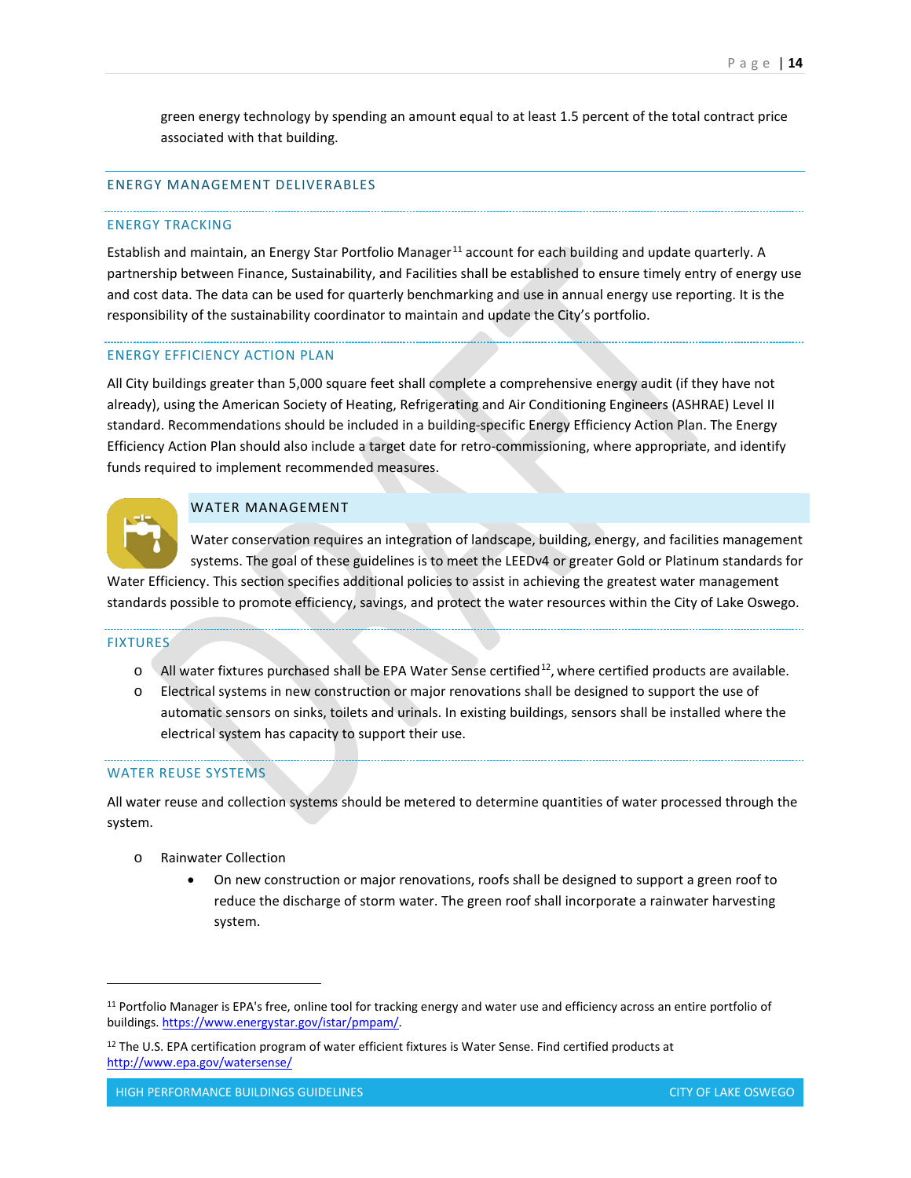green energy technology by spending an amount equal to at least 1.5 percent of the total contract price associated with that building.

## ENERGY MANAGEMENT DELIVERABLES

### ENERGY TRACKING

Establish and maintain, an Energy Star Portfolio Manager[11] account for each building and update quarterly. A partnership between Finance, Sustainability, and Facilities shall be established to ensure timely entry of energy use and cost data. The data can be used for quarterly benchmarking and use in annual energy use reporting. It is the responsibility of the sustainability coordinator to maintain and update the City's portfolio.

### ENERGY EFFICIENCY ACTION PLAN

All City buildings greater than 5,000 square feet shall complete a comprehensive energy audit (if they have not already), using the American Society of Heating, Refrigerating and Air Conditioning Engineers (ASHRAE) Level II standard. Recommendations should be included in a building-specific Energy Efficiency Action Plan. The Energy Efficiency Action Plan should also include a target date for retro-commissioning, where appropriate, and identify funds required to implement recommended measures.

## WATER MANAGEMENT

Water conservation requires an integration of landscape, building, energy, and facilities management systems. The goal of these guidelines is to meet the LEEDv4 or greater Gold or Platinum standards for Water Efficiency. This section specifies additional policies to assist in achieving the greatest water management standards possible to promote efficiency, savings, and protect the water resources within the City of Lake Oswego.

### FIXTURES

- All water fixtures purchased shall be EPA Water Sense certified[12], where certified products are available.
- Electrical systems in new construction or major renovations shall be designed to support the use of automatic sensors on sinks, toilets and urinals. In existing buildings, sensors shall be installed where the electrical system has capacity to support their use.

### WATER REUSE SYSTEMS

All water reuse and collection systems should be metered to determine quantities of water processed through the system.

- Rainwater Collection
  - On new construction or major renovations, roofs shall be designed to support a green roof to reduce the discharge of storm water. The green roof shall incorporate a rainwater harvesting system.

---

[11] Portfolio Manager is EPA's free, online tool for tracking energy and water use and efficiency across an entire portfolio of buildings. https://www.energystar.gov/istar/pmpam/.

[12] The U.S. EPA certification program of water efficient fixtures is Water Sense. Find certified products at http://www.epa.gov/watersense/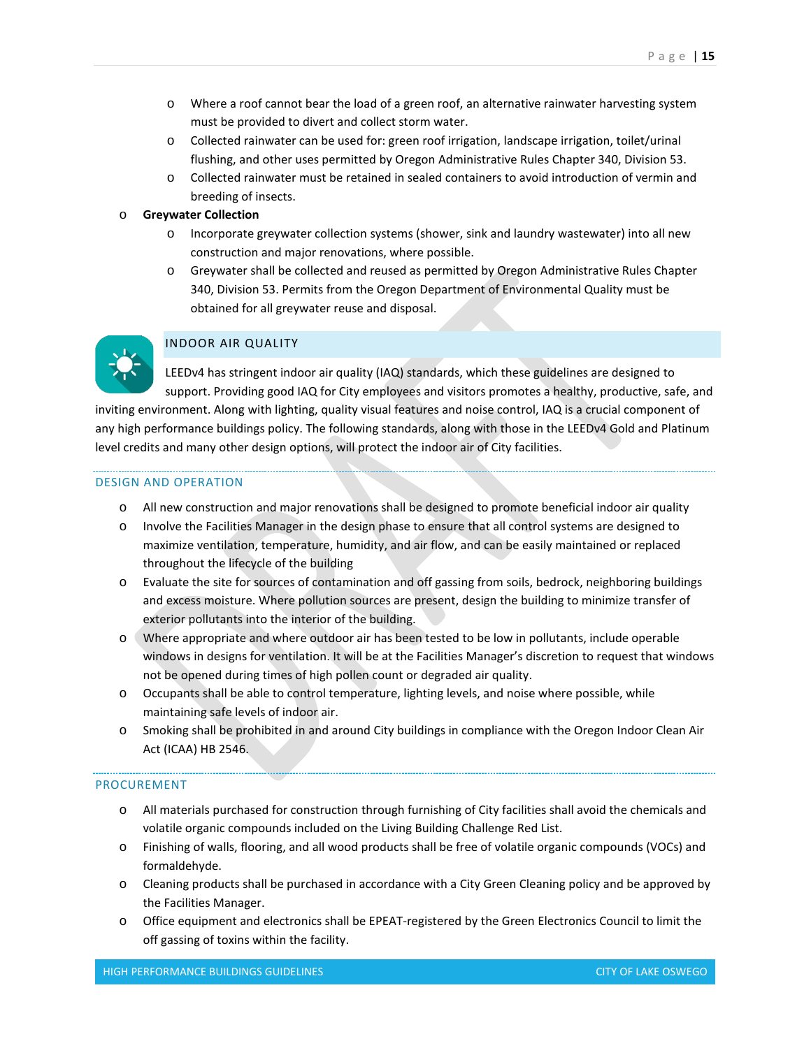- Where a roof cannot bear the load of a green roof, an alternative rainwater harvesting system must be provided to divert and collect storm water.
    - Collected rainwater can be used for: green roof irrigation, landscape irrigation, toilet/urinal flushing, and other uses permitted by Oregon Administrative Rules Chapter 340, Division 53.
    - Collected rainwater must be retained in sealed containers to avoid introduction of vermin and breeding of insects.
- **Greywater Collection**
    - Incorporate greywater collection systems (shower, sink and laundry wastewater) into all new construction and major renovations, where possible.
    - Greywater shall be collected and reused as permitted by Oregon Administrative Rules Chapter 340, Division 53. Permits from the Oregon Department of Environmental Quality must be obtained for all greywater reuse and disposal.

## INDOOR AIR QUALITY

LEEDv4 has stringent indoor air quality (IAQ) standards, which these guidelines are designed to support. Providing good IAQ for City employees and visitors promotes a healthy, productive, safe, and inviting environment. Along with lighting, quality visual features and noise control, IAQ is a crucial component of any high performance buildings policy. The following standards, along with those in the LEEDv4 Gold and Platinum level credits and many other design options, will protect the indoor air of City facilities.

### DESIGN AND OPERATION

- All new construction and major renovations shall be designed to promote beneficial indoor air quality
- Involve the Facilities Manager in the design phase to ensure that all control systems are designed to maximize ventilation, temperature, humidity, and air flow, and can be easily maintained or replaced throughout the lifecycle of the building
- Evaluate the site for sources of contamination and off gassing from soils, bedrock, neighboring buildings and excess moisture. Where pollution sources are present, design the building to minimize transfer of exterior pollutants into the interior of the building.
- Where appropriate and where outdoor air has been tested to be low in pollutants, include operable windows in designs for ventilation. It will be at the Facilities Manager's discretion to request that windows not be opened during times of high pollen count or degraded air quality.
- Occupants shall be able to control temperature, lighting levels, and noise where possible, while maintaining safe levels of indoor air.
- Smoking shall be prohibited in and around City buildings in compliance with the Oregon Indoor Clean Air Act (ICAA) HB 2546.

### PROCUREMENT

- All materials purchased for construction through furnishing of City facilities shall avoid the chemicals and volatile organic compounds included on the Living Building Challenge Red List.
- Finishing of walls, flooring, and all wood products shall be free of volatile organic compounds (VOCs) and formaldehyde.
- Cleaning products shall be purchased in accordance with a City Green Cleaning policy and be approved by the Facilities Manager.
- Office equipment and electronics shall be EPEAT-registered by the Green Electronics Council to limit the off gassing of toxins within the facility.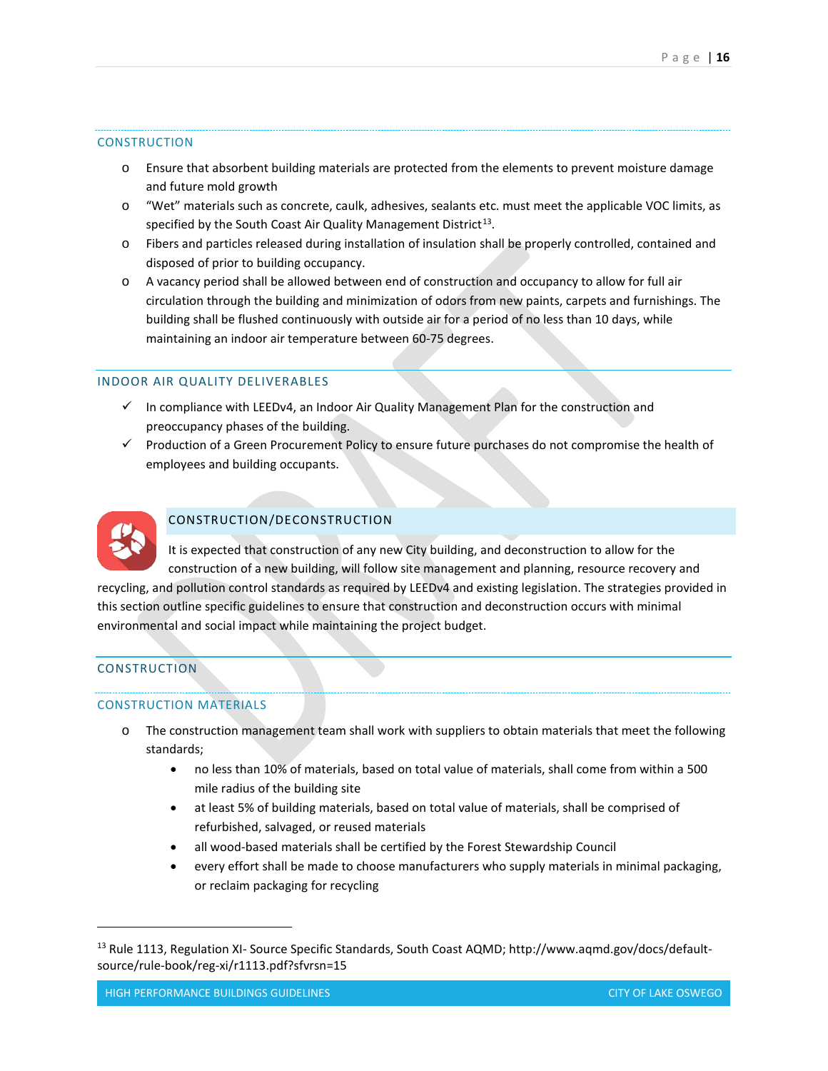## CONSTRUCTION

- Ensure that absorbent building materials are protected from the elements to prevent moisture damage and future mold growth
- "Wet" materials such as concrete, caulk, adhesives, sealants etc. must meet the applicable VOC limits, as specified by the South Coast Air Quality Management District[13].
- Fibers and particles released during installation of insulation shall be properly controlled, contained and disposed of prior to building occupancy.
- A vacancy period shall be allowed between end of construction and occupancy to allow for full air circulation through the building and minimization of odors from new paints, carpets and furnishings. The building shall be flushed continuously with outside air for a period of no less than 10 days, while maintaining an indoor air temperature between 60-75 degrees.

## INDOOR AIR QUALITY DELIVERABLES

- ✓ In compliance with LEEDv4, an Indoor Air Quality Management Plan for the construction and preoccupancy phases of the building.
- ✓ Production of a Green Procurement Policy to ensure future purchases do not compromise the health of employees and building occupants.

# CONSTRUCTION/DECONSTRUCTION

It is expected that construction of any new City building, and deconstruction to allow for the construction of a new building, will follow site management and planning, resource recovery and recycling, and pollution control standards as required by LEEDv4 and existing legislation. The strategies provided in this section outline specific guidelines to ensure that construction and deconstruction occurs with minimal environmental and social impact while maintaining the project budget.

## CONSTRUCTION

### CONSTRUCTION MATERIALS

- The construction management team shall work with suppliers to obtain materials that meet the following standards;
  - no less than 10% of materials, based on total value of materials, shall come from within a 500 mile radius of the building site
  - at least 5% of building materials, based on total value of materials, shall be comprised of refurbished, salvaged, or reused materials
  - all wood-based materials shall be certified by the Forest Stewardship Council
  - every effort shall be made to choose manufacturers who supply materials in minimal packaging, or reclaim packaging for recycling

---

[13] Rule 1113, Regulation XI- Source Specific Standards, South Coast AQMD; http://www.aqmd.gov/docs/default-source/rule-book/reg-xi/r1113.pdf?sfvrsn=15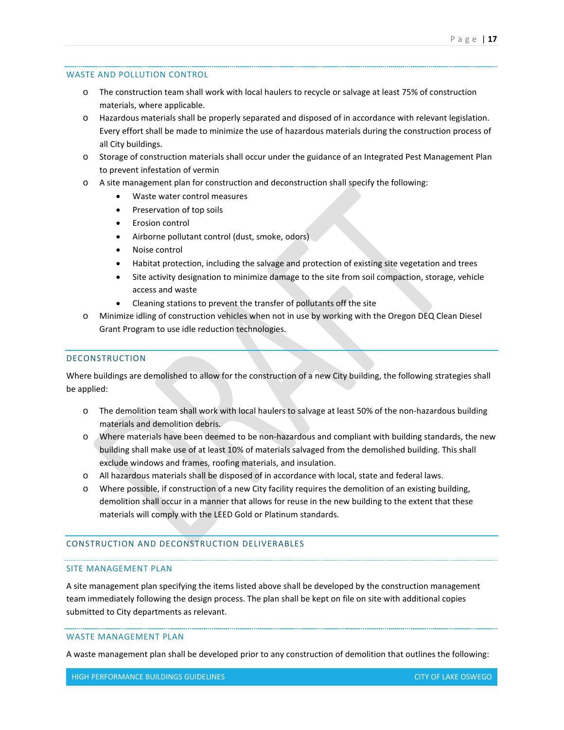## WASTE AND POLLUTION CONTROL

- The construction team shall work with local haulers to recycle or salvage at least 75% of construction materials, where applicable.
- Hazardous materials shall be properly separated and disposed of in accordance with relevant legislation. Every effort shall be made to minimize the use of hazardous materials during the construction process of all City buildings.
- Storage of construction materials shall occur under the guidance of an Integrated Pest Management Plan to prevent infestation of vermin
- A site management plan for construction and deconstruction shall specify the following:
  - Waste water control measures
  - Preservation of top soils
  - Erosion control
  - Airborne pollutant control (dust, smoke, odors)
  - Noise control
  - Habitat protection, including the salvage and protection of existing site vegetation and trees
  - Site activity designation to minimize damage to the site from soil compaction, storage, vehicle access and waste
  - Cleaning stations to prevent the transfer of pollutants off the site
- Minimize idling of construction vehicles when not in use by working with the Oregon DEQ Clean Diesel Grant Program to use idle reduction technologies.

## DECONSTRUCTION

Where buildings are demolished to allow for the construction of a new City building, the following strategies shall be applied:

- The demolition team shall work with local haulers to salvage at least 50% of the non-hazardous building materials and demolition debris.
- Where materials have been deemed to be non-hazardous and compliant with building standards, the new building shall make use of at least 10% of materials salvaged from the demolished building. This shall exclude windows and frames, roofing materials, and insulation.
- All hazardous materials shall be disposed of in accordance with local, state and federal laws.
- Where possible, if construction of a new City facility requires the demolition of an existing building, demolition shall occur in a manner that allows for reuse in the new building to the extent that these materials will comply with the LEED Gold or Platinum standards.

## CONSTRUCTION AND DECONSTRUCTION DELIVERABLES

### SITE MANAGEMENT PLAN

A site management plan specifying the items listed above shall be developed by the construction management team immediately following the design process. The plan shall be kept on file on site with additional copies submitted to City departments as relevant.

### WASTE MANAGEMENT PLAN

A waste management plan shall be developed prior to any construction of demolition that outlines the following: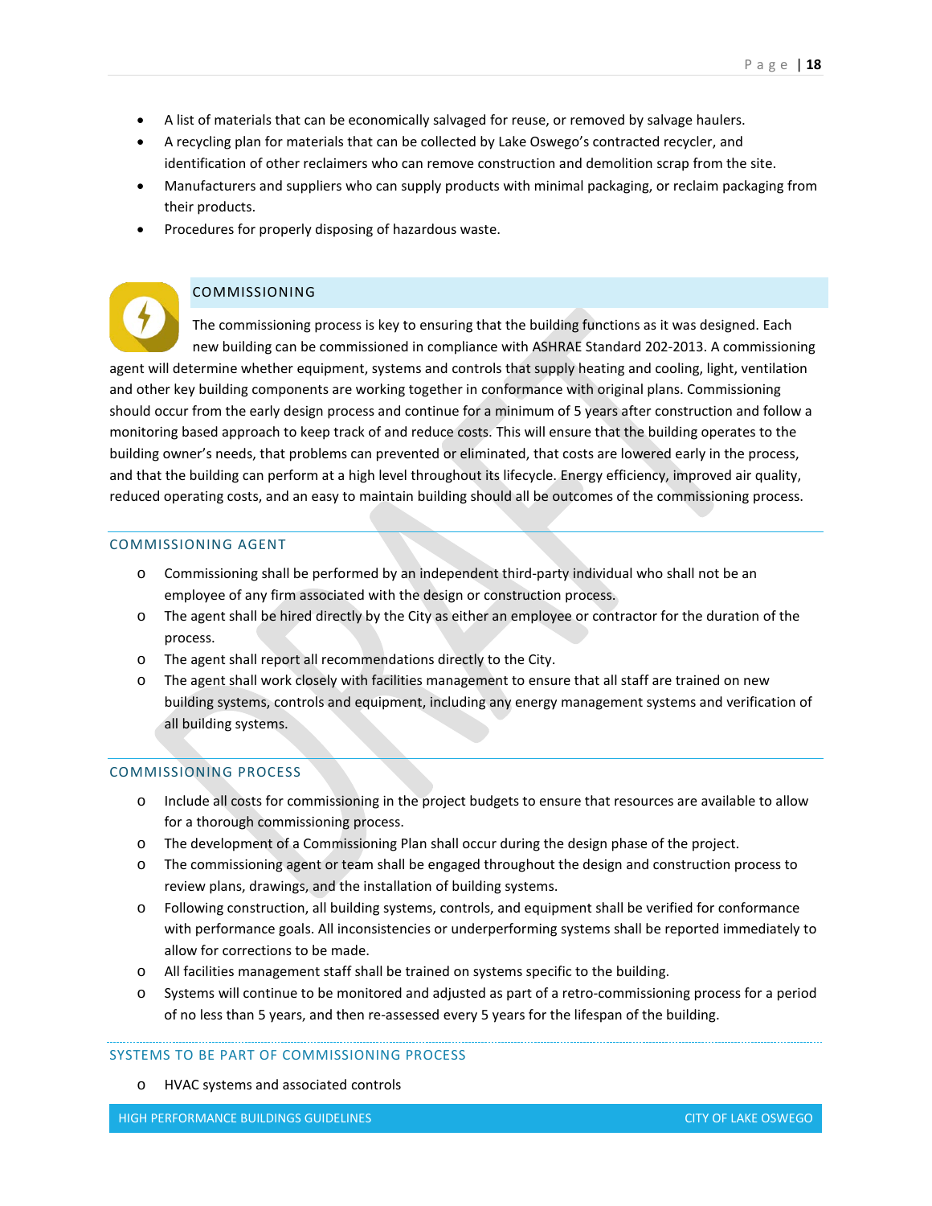- A list of materials that can be economically salvaged for reuse, or removed by salvage haulers.
- A recycling plan for materials that can be collected by Lake Oswego's contracted recycler, and identification of other reclaimers who can remove construction and demolition scrap from the site.
- Manufacturers and suppliers who can supply products with minimal packaging, or reclaim packaging from their products.
- Procedures for properly disposing of hazardous waste.

## COMMISSIONING

The commissioning process is key to ensuring that the building functions as it was designed. Each new building can be commissioned in compliance with ASHRAE Standard 202-2013. A commissioning agent will determine whether equipment, systems and controls that supply heating and cooling, light, ventilation and other key building components are working together in conformance with original plans. Commissioning should occur from the early design process and continue for a minimum of 5 years after construction and follow a monitoring based approach to keep track of and reduce costs. This will ensure that the building operates to the building owner's needs, that problems can prevented or eliminated, that costs are lowered early in the process, and that the building can perform at a high level throughout its lifecycle. Energy efficiency, improved air quality, reduced operating costs, and an easy to maintain building should all be outcomes of the commissioning process.

### COMMISSIONING AGENT

- Commissioning shall be performed by an independent third-party individual who shall not be an employee of any firm associated with the design or construction process.
- The agent shall be hired directly by the City as either an employee or contractor for the duration of the process.
- The agent shall report all recommendations directly to the City.
- The agent shall work closely with facilities management to ensure that all staff are trained on new building systems, controls and equipment, including any energy management systems and verification of all building systems.

### COMMISSIONING PROCESS

- Include all costs for commissioning in the project budgets to ensure that resources are available to allow for a thorough commissioning process.
- The development of a Commissioning Plan shall occur during the design phase of the project.
- The commissioning agent or team shall be engaged throughout the design and construction process to review plans, drawings, and the installation of building systems.
- Following construction, all building systems, controls, and equipment shall be verified for conformance with performance goals. All inconsistencies or underperforming systems shall be reported immediately to allow for corrections to be made.
- All facilities management staff shall be trained on systems specific to the building.
- Systems will continue to be monitored and adjusted as part of a retro-commissioning process for a period of no less than 5 years, and then re-assessed every 5 years for the lifespan of the building.

### SYSTEMS TO BE PART OF COMMISSIONING PROCESS

- HVAC systems and associated controls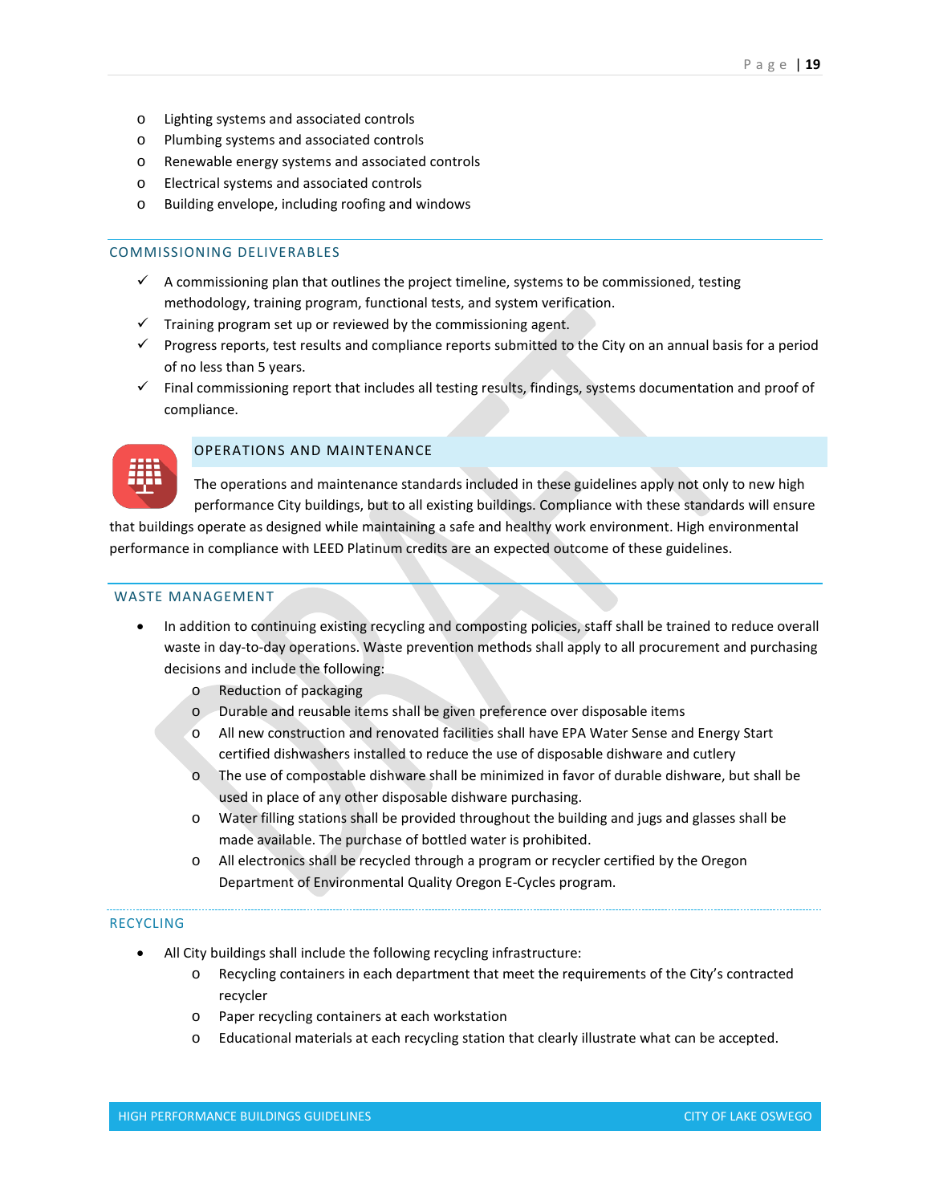- Lighting systems and associated controls
- Plumbing systems and associated controls
- Renewable energy systems and associated controls
- Electrical systems and associated controls
- Building envelope, including roofing and windows

## COMMISSIONING DELIVERABLES

- ✓ A commissioning plan that outlines the project timeline, systems to be commissioned, testing methodology, training program, functional tests, and system verification.
- ✓ Training program set up or reviewed by the commissioning agent.
- ✓ Progress reports, test results and compliance reports submitted to the City on an annual basis for a period of no less than 5 years.
- ✓ Final commissioning report that includes all testing results, findings, systems documentation and proof of compliance.

## OPERATIONS AND MAINTENANCE

The operations and maintenance standards included in these guidelines apply not only to new high performance City buildings, but to all existing buildings. Compliance with these standards will ensure that buildings operate as designed while maintaining a safe and healthy work environment. High environmental performance in compliance with LEED Platinum credits are an expected outcome of these guidelines.

## WASTE MANAGEMENT

- In addition to continuing existing recycling and composting policies, staff shall be trained to reduce overall waste in day-to-day operations. Waste prevention methods shall apply to all procurement and purchasing decisions and include the following:
  - Reduction of packaging
  - Durable and reusable items shall be given preference over disposable items
  - All new construction and renovated facilities shall have EPA Water Sense and Energy Start certified dishwashers installed to reduce the use of disposable dishware and cutlery
  - The use of compostable dishware shall be minimized in favor of durable dishware, but shall be used in place of any other disposable dishware purchasing.
  - Water filling stations shall be provided throughout the building and jugs and glasses shall be made available. The purchase of bottled water is prohibited.
  - All electronics shall be recycled through a program or recycler certified by the Oregon Department of Environmental Quality Oregon E-Cycles program.

## RECYCLING

- All City buildings shall include the following recycling infrastructure:
  - Recycling containers in each department that meet the requirements of the City's contracted recycler
  - Paper recycling containers at each workstation
  - Educational materials at each recycling station that clearly illustrate what can be accepted.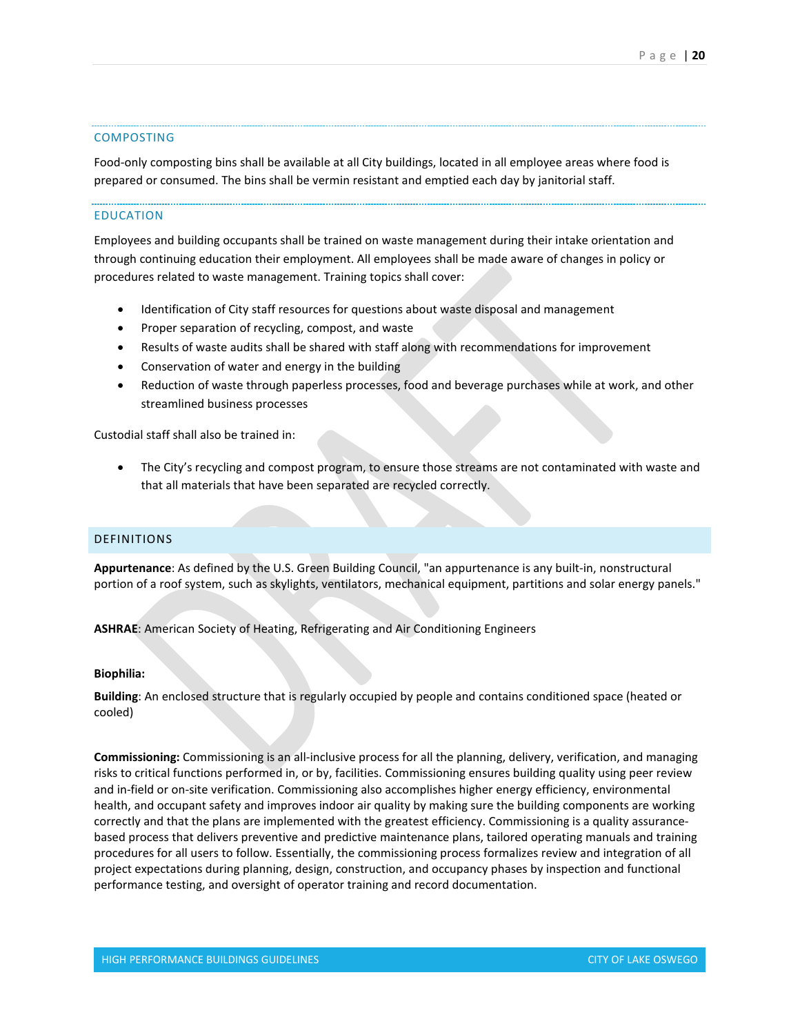## COMPOSTING

Food-only composting bins shall be available at all City buildings, located in all employee areas where food is prepared or consumed. The bins shall be vermin resistant and emptied each day by janitorial staff.

## EDUCATION

Employees and building occupants shall be trained on waste management during their intake orientation and through continuing education their employment. All employees shall be made aware of changes in policy or procedures related to waste management. Training topics shall cover:

- Identification of City staff resources for questions about waste disposal and management
- Proper separation of recycling, compost, and waste
- Results of waste audits shall be shared with staff along with recommendations for improvement
- Conservation of water and energy in the building
- Reduction of waste through paperless processes, food and beverage purchases while at work, and other streamlined business processes

Custodial staff shall also be trained in:

- The City's recycling and compost program, to ensure those streams are not contaminated with waste and that all materials that have been separated are recycled correctly.

# DEFINITIONS

**Appurtenance**: As defined by the U.S. Green Building Council, "an appurtenance is any built-in, nonstructural portion of a roof system, such as skylights, ventilators, mechanical equipment, partitions and solar energy panels."

**ASHRAE**: American Society of Heating, Refrigerating and Air Conditioning Engineers

**Biophilia:**

**Building**: An enclosed structure that is regularly occupied by people and contains conditioned space (heated or cooled)

**Commissioning:** Commissioning is an all-inclusive process for all the planning, delivery, verification, and managing risks to critical functions performed in, or by, facilities. Commissioning ensures building quality using peer review and in-field or on-site verification. Commissioning also accomplishes higher energy efficiency, environmental health, and occupant safety and improves indoor air quality by making sure the building components are working correctly and that the plans are implemented with the greatest efficiency. Commissioning is a quality assurance-based process that delivers preventive and predictive maintenance plans, tailored operating manuals and training procedures for all users to follow. Essentially, the commissioning process formalizes review and integration of all project expectations during planning, design, construction, and occupancy phases by inspection and functional performance testing, and oversight of operator training and record documentation.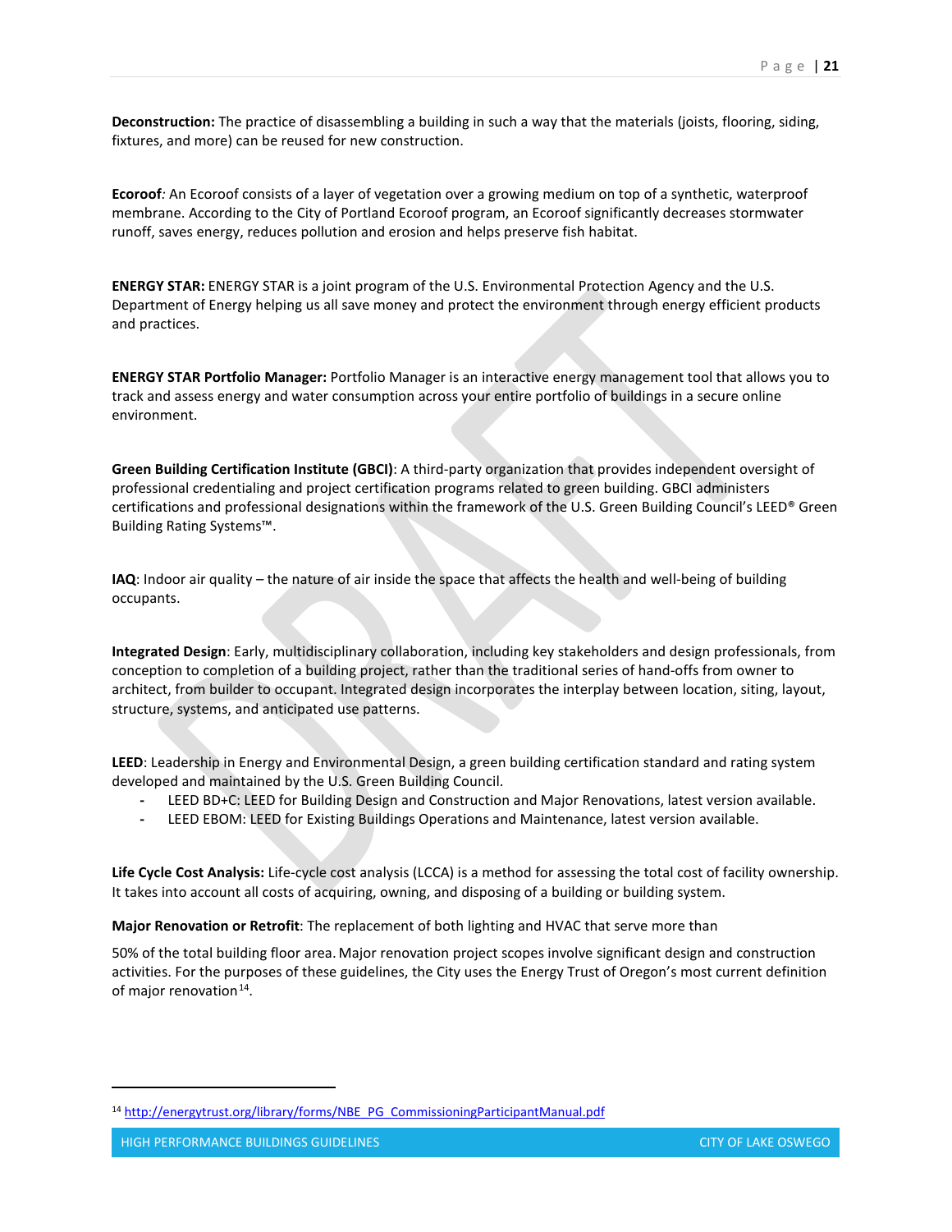**Deconstruction:** The practice of disassembling a building in such a way that the materials (joists, flooring, siding, fixtures, and more) can be reused for new construction.

**Ecoroof***:* An Ecoroof consists of a layer of vegetation over a growing medium on top of a synthetic, waterproof membrane. According to the City of Portland Ecoroof program, an Ecoroof significantly decreases stormwater runoff, saves energy, reduces pollution and erosion and helps preserve fish habitat.

**ENERGY STAR:** ENERGY STAR is a joint program of the U.S. Environmental Protection Agency and the U.S. Department of Energy helping us all save money and protect the environment through energy efficient products and practices.

**ENERGY STAR Portfolio Manager:** Portfolio Manager is an interactive energy management tool that allows you to track and assess energy and water consumption across your entire portfolio of buildings in a secure online environment.

**Green Building Certification Institute (GBCI)**: A third-party organization that provides independent oversight of professional credentialing and project certification programs related to green building. GBCI administers certifications and professional designations within the framework of the U.S. Green Building Council's LEED® Green Building Rating Systems™.

**IAQ**: Indoor air quality – the nature of air inside the space that affects the health and well-being of building occupants.

**Integrated Design**: Early, multidisciplinary collaboration, including key stakeholders and design professionals, from conception to completion of a building project, rather than the traditional series of hand-offs from owner to architect, from builder to occupant. Integrated design incorporates the interplay between location, siting, layout, structure, systems, and anticipated use patterns.

**LEED**: Leadership in Energy and Environmental Design, a green building certification standard and rating system developed and maintained by the U.S. Green Building Council.

- LEED BD+C: LEED for Building Design and Construction and Major Renovations, latest version available.
- LEED EBOM: LEED for Existing Buildings Operations and Maintenance, latest version available.

**Life Cycle Cost Analysis:** Life-cycle cost analysis (LCCA) is a method for assessing the total cost of facility ownership. It takes into account all costs of acquiring, owning, and disposing of a building or building system.

**Major Renovation or Retrofit**: The replacement of both lighting and HVAC that serve more than

50% of the total building floor area. Major renovation project scopes involve significant design and construction activities. For the purposes of these guidelines, the City uses the Energy Trust of Oregon's most current definition of major renovation[14].

---

[14] http://energytrust.org/library/forms/NBE_PG_CommissioningParticipantManual.pdf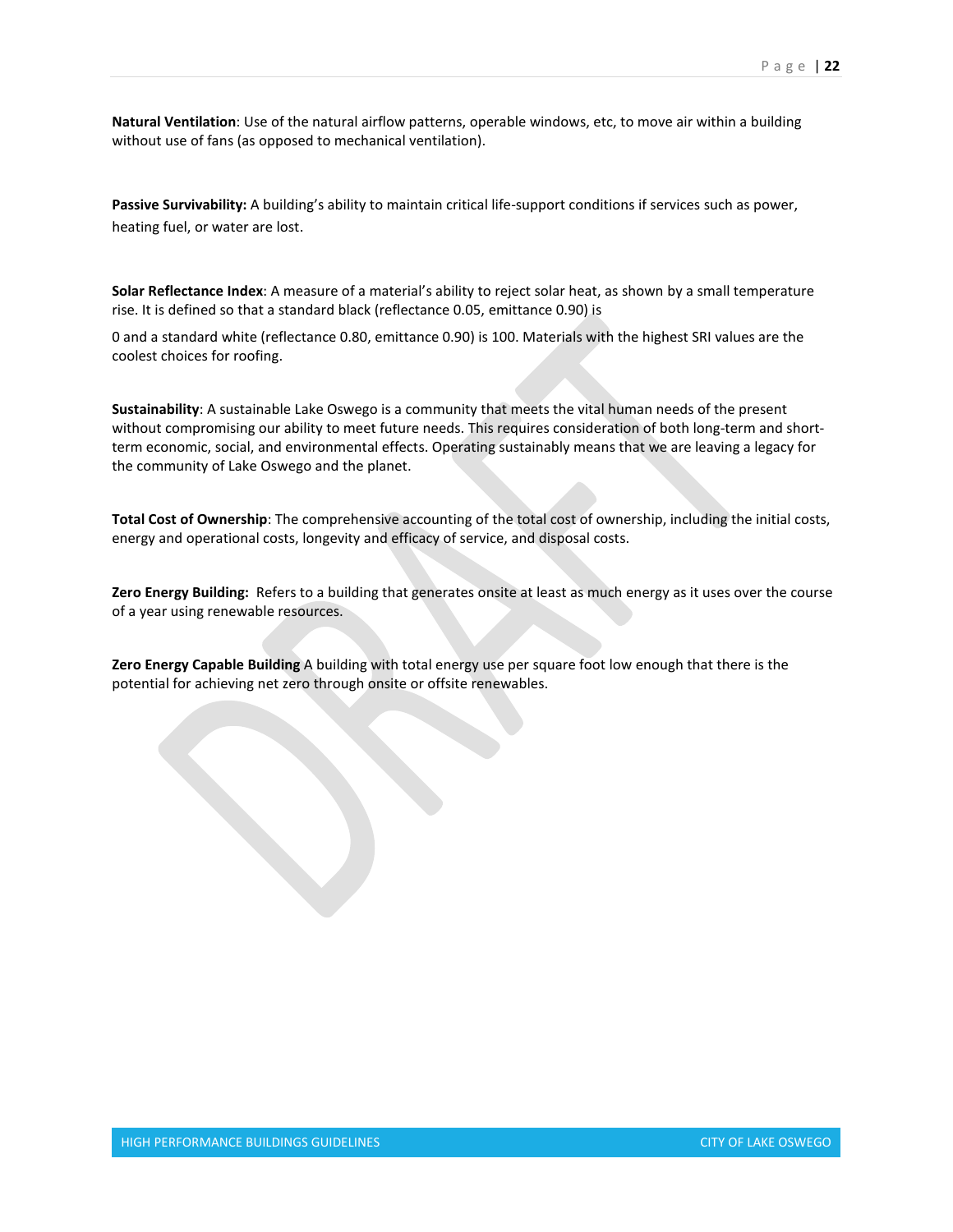**Natural Ventilation**: Use of the natural airflow patterns, operable windows, etc, to move air within a building without use of fans (as opposed to mechanical ventilation).

**Passive Survivability:** A building's ability to maintain critical life-support conditions if services such as power, heating fuel, or water are lost.

**Solar Reflectance Index**: A measure of a material's ability to reject solar heat, as shown by a small temperature rise. It is defined so that a standard black (reflectance 0.05, emittance 0.90) is

0 and a standard white (reflectance 0.80, emittance 0.90) is 100. Materials with the highest SRI values are the coolest choices for roofing.

**Sustainability**: A sustainable Lake Oswego is a community that meets the vital human needs of the present without compromising our ability to meet future needs. This requires consideration of both long-term and short-term economic, social, and environmental effects. Operating sustainably means that we are leaving a legacy for the community of Lake Oswego and the planet.

**Total Cost of Ownership**: The comprehensive accounting of the total cost of ownership, including the initial costs, energy and operational costs, longevity and efficacy of service, and disposal costs.

**Zero Energy Building:** Refers to a building that generates onsite at least as much energy as it uses over the course of a year using renewable resources.

**Zero Energy Capable Building** A building with total energy use per square foot low enough that there is the potential for achieving net zero through onsite or offsite renewables.